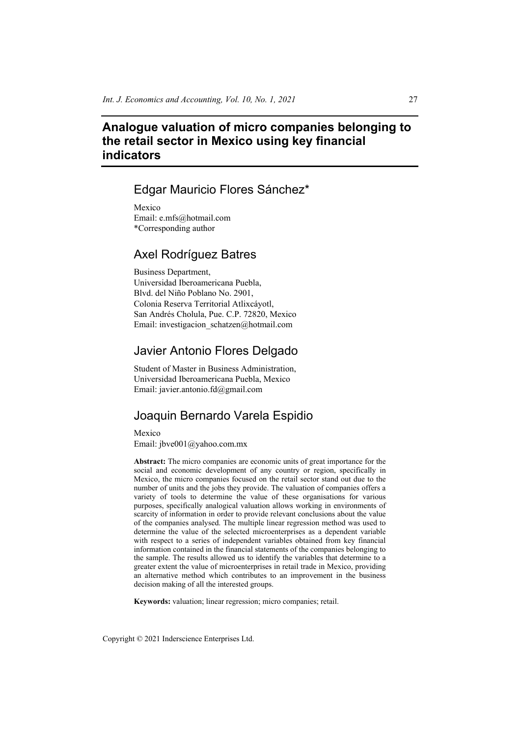# Analogue valuation of micro companies belonging to the retail sector in Mexico using key financial indicators

## Edgar Mauricio Flores Sánchez*

Mexico
Email: e.mfs@hotmail.com
*Corresponding author

## Axel Rodríguez Batres

Business Department,
Universidad Iberoamericana Puebla,
Blvd. del Niño Poblano No. 2901,
Colonia Reserva Territorial Atlixcáyotl,
San Andrés Cholula, Pue. C.P. 72820, Mexico
Email: investigacion_schatzen@hotmail.com

## Javier Antonio Flores Delgado

Student of Master in Business Administration,
Universidad Iberoamericana Puebla, Mexico
Email: javier.antonio.fd@gmail.com

## Joaquin Bernardo Varela Espidio

Mexico
Email: jbve001@yahoo.com.mx

**Abstract:** The micro companies are economic units of great importance for the social and economic development of any country or region, specifically in Mexico, the micro companies focused on the retail sector stand out due to the number of units and the jobs they provide. The valuation of companies offers a variety of tools to determine the value of these organisations for various purposes, specifically analogical valuation allows working in environments of scarcity of information in order to provide relevant conclusions about the value of the companies analysed. The multiple linear regression method was used to determine the value of the selected microenterprises as a dependent variable with respect to a series of independent variables obtained from key financial information contained in the financial statements of the companies belonging to the sample. The results allowed us to identify the variables that determine to a greater extent the value of microenterprises in retail trade in Mexico, providing an alternative method which contributes to an improvement in the business decision making of all the interested groups.

**Keywords:** valuation; linear regression; micro companies; retail.

Copyright © 2021 Inderscience Enterprises Ltd.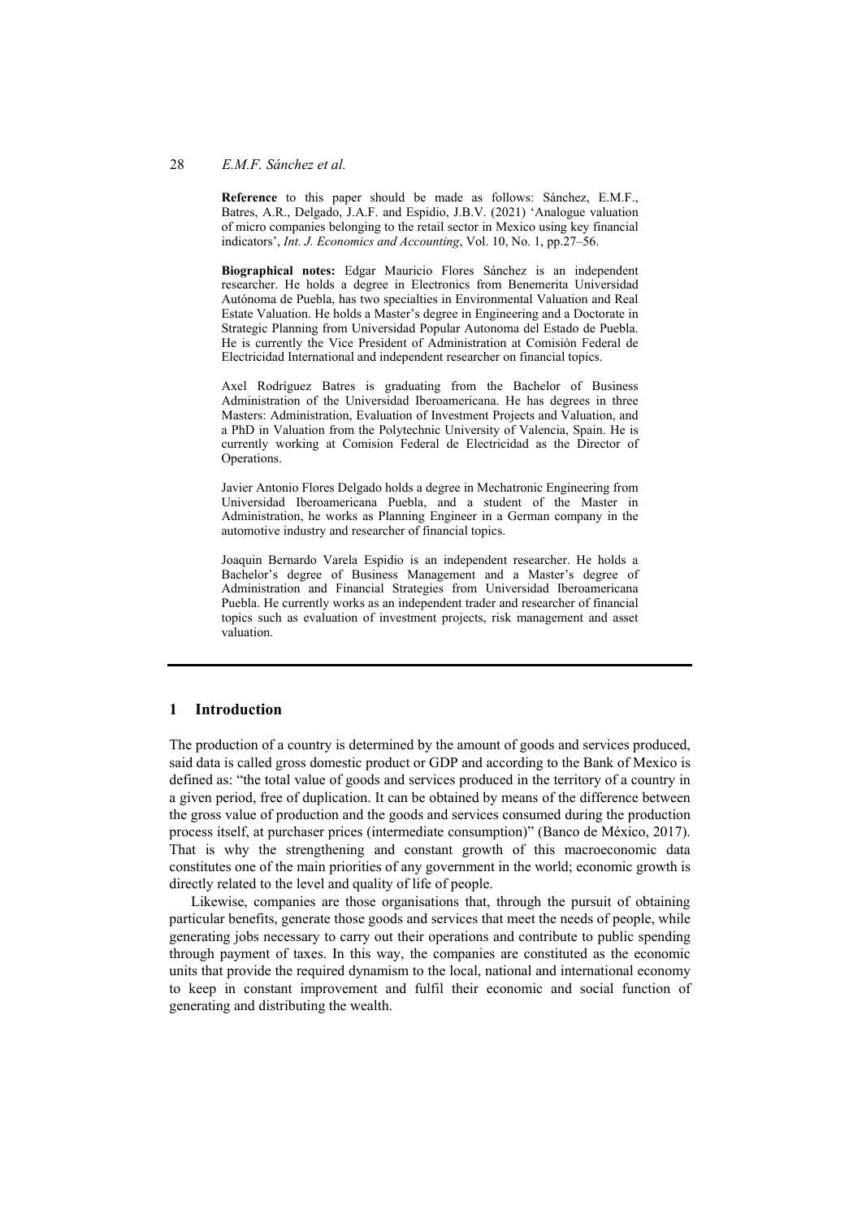**Reference** to this paper should be made as follows: Sánchez, E.M.F., Batres, A.R., Delgado, J.A.F. and Espidio, J.B.V. (2021) 'Analogue valuation of micro companies belonging to the retail sector in Mexico using key financial indicators', *Int. J. Economics and Accounting*, Vol. 10, No. 1, pp.27–56.

**Biographical notes:** Edgar Mauricio Flores Sánchez is an independent researcher. He holds a degree in Electronics from Benemerita Universidad Autónoma de Puebla, has two specialties in Environmental Valuation and Real Estate Valuation. He holds a Master's degree in Engineering and a Doctorate in Strategic Planning from Universidad Popular Autonoma del Estado de Puebla. He is currently the Vice President of Administration at Comisión Federal de Electricidad International and independent researcher on financial topics.

Axel Rodríguez Batres is graduating from the Bachelor of Business Administration of the Universidad Iberoamericana. He has degrees in three Masters: Administration, Evaluation of Investment Projects and Valuation, and a PhD in Valuation from the Polytechnic University of Valencia, Spain. He is currently working at Comision Federal de Electricidad as the Director of Operations.

Javier Antonio Flores Delgado holds a degree in Mechatronic Engineering from Universidad Iberoamericana Puebla, and a student of the Master in Administration, he works as Planning Engineer in a German company in the automotive industry and researcher of financial topics.

Joaquin Bernardo Varela Espidio is an independent researcher. He holds a Bachelor's degree of Business Management and a Master's degree of Administration and Financial Strategies from Universidad Iberoamericana Puebla. He currently works as an independent trader and researcher of financial topics such as evaluation of investment projects, risk management and asset valuation.

## 1 Introduction

The production of a country is determined by the amount of goods and services produced, said data is called gross domestic product or GDP and according to the Bank of Mexico is defined as: "the total value of goods and services produced in the territory of a country in a given period, free of duplication. It can be obtained by means of the difference between the gross value of production and the goods and services consumed during the production process itself, at purchaser prices (intermediate consumption)" (Banco de México, 2017). That is why the strengthening and constant growth of this macroeconomic data constitutes one of the main priorities of any government in the world; economic growth is directly related to the level and quality of life of people.

Likewise, companies are those organisations that, through the pursuit of obtaining particular benefits, generate those goods and services that meet the needs of people, while generating jobs necessary to carry out their operations and contribute to public spending through payment of taxes. In this way, the companies are constituted as the economic units that provide the required dynamism to the local, national and international economy to keep in constant improvement and fulfil their economic and social function of generating and distributing the wealth.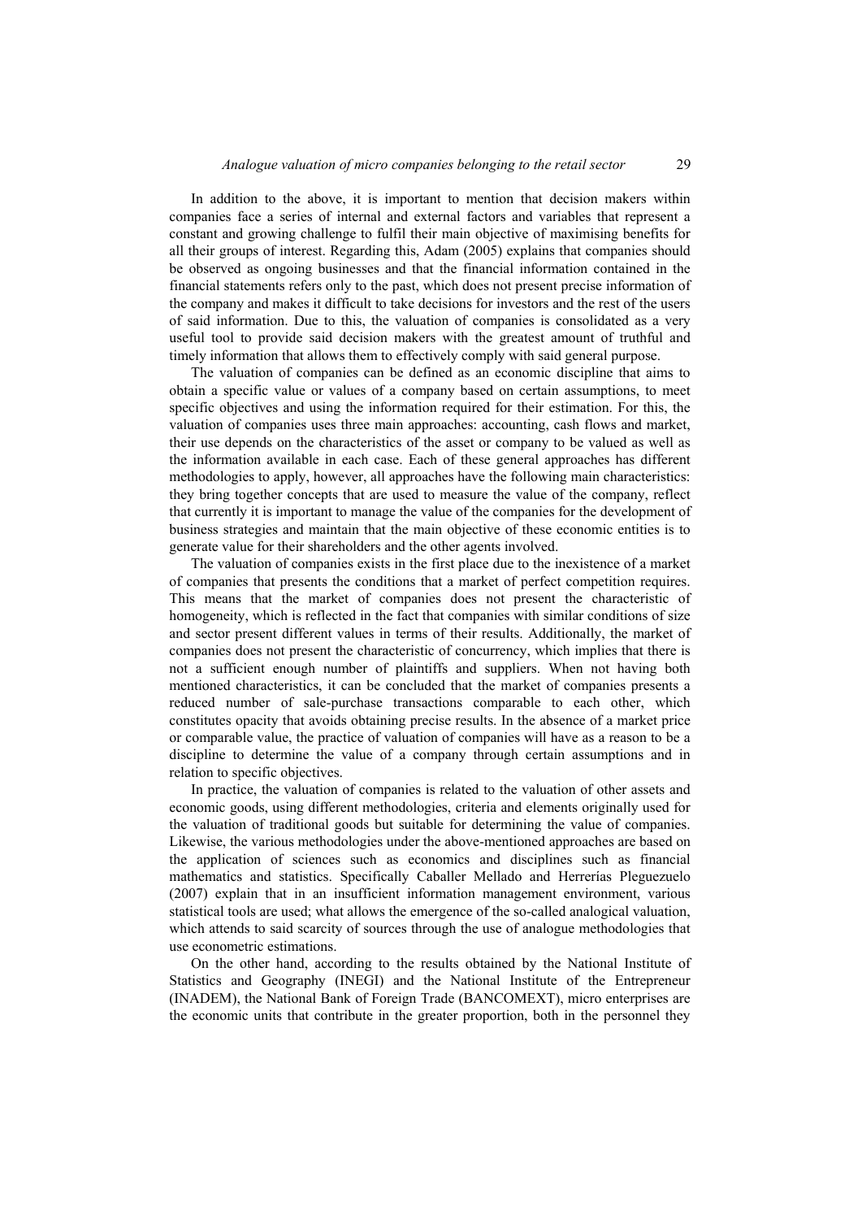In addition to the above, it is important to mention that decision makers within companies face a series of internal and external factors and variables that represent a constant and growing challenge to fulfil their main objective of maximising benefits for all their groups of interest. Regarding this, Adam (2005) explains that companies should be observed as ongoing businesses and that the financial information contained in the financial statements refers only to the past, which does not present precise information of the company and makes it difficult to take decisions for investors and the rest of the users of said information. Due to this, the valuation of companies is consolidated as a very useful tool to provide said decision makers with the greatest amount of truthful and timely information that allows them to effectively comply with said general purpose.

The valuation of companies can be defined as an economic discipline that aims to obtain a specific value or values of a company based on certain assumptions, to meet specific objectives and using the information required for their estimation. For this, the valuation of companies uses three main approaches: accounting, cash flows and market, their use depends on the characteristics of the asset or company to be valued as well as the information available in each case. Each of these general approaches has different methodologies to apply, however, all approaches have the following main characteristics: they bring together concepts that are used to measure the value of the company, reflect that currently it is important to manage the value of the companies for the development of business strategies and maintain that the main objective of these economic entities is to generate value for their shareholders and the other agents involved.

The valuation of companies exists in the first place due to the inexistence of a market of companies that presents the conditions that a market of perfect competition requires. This means that the market of companies does not present the characteristic of homogeneity, which is reflected in the fact that companies with similar conditions of size and sector present different values in terms of their results. Additionally, the market of companies does not present the characteristic of concurrency, which implies that there is not a sufficient enough number of plaintiffs and suppliers. When not having both mentioned characteristics, it can be concluded that the market of companies presents a reduced number of sale-purchase transactions comparable to each other, which constitutes opacity that avoids obtaining precise results. In the absence of a market price or comparable value, the practice of valuation of companies will have as a reason to be a discipline to determine the value of a company through certain assumptions and in relation to specific objectives.

In practice, the valuation of companies is related to the valuation of other assets and economic goods, using different methodologies, criteria and elements originally used for the valuation of traditional goods but suitable for determining the value of companies. Likewise, the various methodologies under the above-mentioned approaches are based on the application of sciences such as economics and disciplines such as financial mathematics and statistics. Specifically Caballer Mellado and Herrerías Pleguezuelo (2007) explain that in an insufficient information management environment, various statistical tools are used; what allows the emergence of the so-called analogical valuation, which attends to said scarcity of sources through the use of analogue methodologies that use econometric estimations.

On the other hand, according to the results obtained by the National Institute of Statistics and Geography (INEGI) and the National Institute of the Entrepreneur (INADEM), the National Bank of Foreign Trade (BANCOMEXT), micro enterprises are the economic units that contribute in the greater proportion, both in the personnel they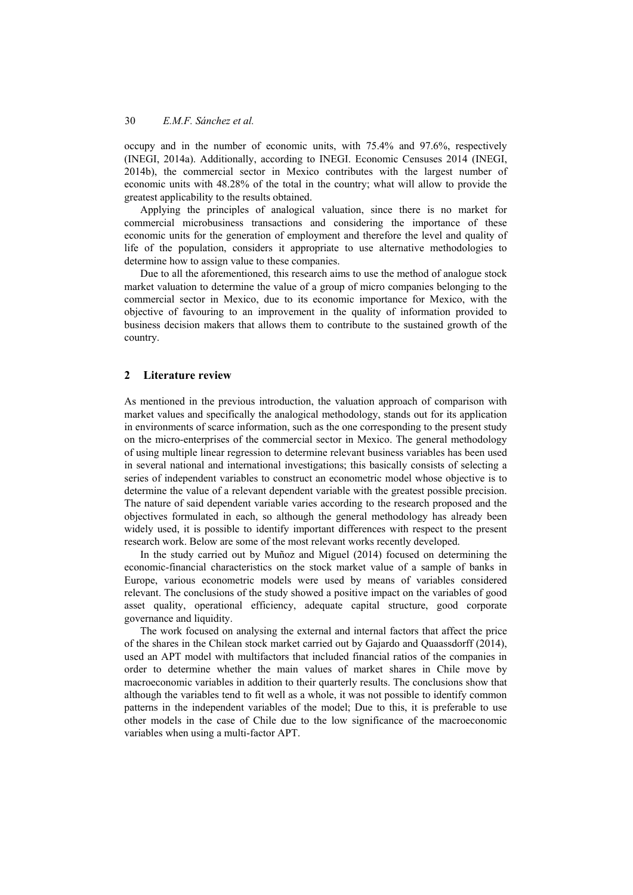occupy and in the number of economic units, with 75.4% and 97.6%, respectively (INEGI, 2014a). Additionally, according to INEGI. Economic Censuses 2014 (INEGI, 2014b), the commercial sector in Mexico contributes with the largest number of economic units with 48.28% of the total in the country; what will allow to provide the greatest applicability to the results obtained.

Applying the principles of analogical valuation, since there is no market for commercial microbusiness transactions and considering the importance of these economic units for the generation of employment and therefore the level and quality of life of the population, considers it appropriate to use alternative methodologies to determine how to assign value to these companies.

Due to all the aforementioned, this research aims to use the method of analogue stock market valuation to determine the value of a group of micro companies belonging to the commercial sector in Mexico, due to its economic importance for Mexico, with the objective of favouring to an improvement in the quality of information provided to business decision makers that allows them to contribute to the sustained growth of the country.

## 2 Literature review

As mentioned in the previous introduction, the valuation approach of comparison with market values and specifically the analogical methodology, stands out for its application in environments of scarce information, such as the one corresponding to the present study on the micro-enterprises of the commercial sector in Mexico. The general methodology of using multiple linear regression to determine relevant business variables has been used in several national and international investigations; this basically consists of selecting a series of independent variables to construct an econometric model whose objective is to determine the value of a relevant dependent variable with the greatest possible precision. The nature of said dependent variable varies according to the research proposed and the objectives formulated in each, so although the general methodology has already been widely used, it is possible to identify important differences with respect to the present research work. Below are some of the most relevant works recently developed.

In the study carried out by Muñoz and Miguel (2014) focused on determining the economic-financial characteristics on the stock market value of a sample of banks in Europe, various econometric models were used by means of variables considered relevant. The conclusions of the study showed a positive impact on the variables of good asset quality, operational efficiency, adequate capital structure, good corporate governance and liquidity.

The work focused on analysing the external and internal factors that affect the price of the shares in the Chilean stock market carried out by Gajardo and Quaassdorff (2014), used an APT model with multifactors that included financial ratios of the companies in order to determine whether the main values of market shares in Chile move by macroeconomic variables in addition to their quarterly results. The conclusions show that although the variables tend to fit well as a whole, it was not possible to identify common patterns in the independent variables of the model; Due to this, it is preferable to use other models in the case of Chile due to the low significance of the macroeconomic variables when using a multi-factor APT.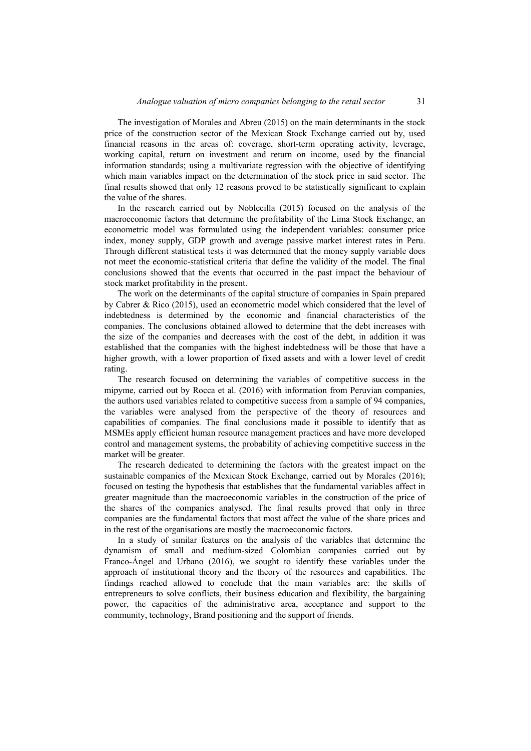The investigation of Morales and Abreu (2015) on the main determinants in the stock price of the construction sector of the Mexican Stock Exchange carried out by, used financial reasons in the areas of: coverage, short-term operating activity, leverage, working capital, return on investment and return on income, used by the financial information standards; using a multivariate regression with the objective of identifying which main variables impact on the determination of the stock price in said sector. The final results showed that only 12 reasons proved to be statistically significant to explain the value of the shares.

In the research carried out by Noblecilla (2015) focused on the analysis of the macroeconomic factors that determine the profitability of the Lima Stock Exchange, an econometric model was formulated using the independent variables: consumer price index, money supply, GDP growth and average passive market interest rates in Peru. Through different statistical tests it was determined that the money supply variable does not meet the economic-statistical criteria that define the validity of the model. The final conclusions showed that the events that occurred in the past impact the behaviour of stock market profitability in the present.

The work on the determinants of the capital structure of companies in Spain prepared by Cabrer & Rico (2015), used an econometric model which considered that the level of indebtedness is determined by the economic and financial characteristics of the companies. The conclusions obtained allowed to determine that the debt increases with the size of the companies and decreases with the cost of the debt, in addition it was established that the companies with the highest indebtedness will be those that have a higher growth, with a lower proportion of fixed assets and with a lower level of credit rating.

The research focused on determining the variables of competitive success in the mipyme, carried out by Rocca et al. (2016) with information from Peruvian companies, the authors used variables related to competitive success from a sample of 94 companies, the variables were analysed from the perspective of the theory of resources and capabilities of companies. The final conclusions made it possible to identify that as MSMEs apply efficient human resource management practices and have more developed control and management systems, the probability of achieving competitive success in the market will be greater.

The research dedicated to determining the factors with the greatest impact on the sustainable companies of the Mexican Stock Exchange, carried out by Morales (2016); focused on testing the hypothesis that establishes that the fundamental variables affect in greater magnitude than the macroeconomic variables in the construction of the price of the shares of the companies analysed. The final results proved that only in three companies are the fundamental factors that most affect the value of the share prices and in the rest of the organisations are mostly the macroeconomic factors.

In a study of similar features on the analysis of the variables that determine the dynamism of small and medium-sized Colombian companies carried out by Franco-Ángel and Urbano (2016), we sought to identify these variables under the approach of institutional theory and the theory of the resources and capabilities. The findings reached allowed to conclude that the main variables are: the skills of entrepreneurs to solve conflicts, their business education and flexibility, the bargaining power, the capacities of the administrative area, acceptance and support to the community, technology, Brand positioning and the support of friends.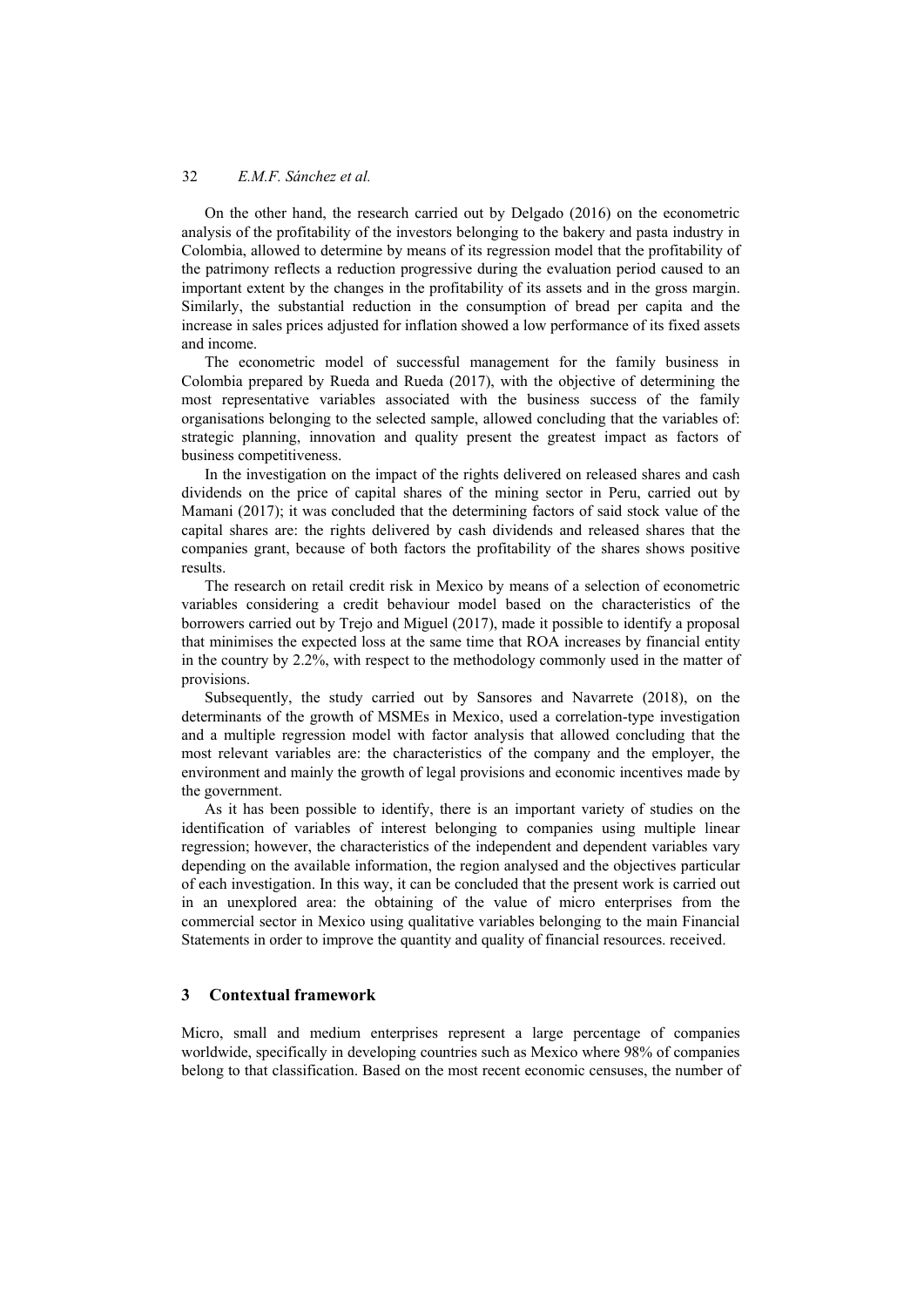On the other hand, the research carried out by Delgado (2016) on the econometric analysis of the profitability of the investors belonging to the bakery and pasta industry in Colombia, allowed to determine by means of its regression model that the profitability of the patrimony reflects a reduction progressive during the evaluation period caused to an important extent by the changes in the profitability of its assets and in the gross margin. Similarly, the substantial reduction in the consumption of bread per capita and the increase in sales prices adjusted for inflation showed a low performance of its fixed assets and income.

The econometric model of successful management for the family business in Colombia prepared by Rueda and Rueda (2017), with the objective of determining the most representative variables associated with the business success of the family organisations belonging to the selected sample, allowed concluding that the variables of: strategic planning, innovation and quality present the greatest impact as factors of business competitiveness.

In the investigation on the impact of the rights delivered on released shares and cash dividends on the price of capital shares of the mining sector in Peru, carried out by Mamani (2017); it was concluded that the determining factors of said stock value of the capital shares are: the rights delivered by cash dividends and released shares that the companies grant, because of both factors the profitability of the shares shows positive results.

The research on retail credit risk in Mexico by means of a selection of econometric variables considering a credit behaviour model based on the characteristics of the borrowers carried out by Trejo and Miguel (2017), made it possible to identify a proposal that minimises the expected loss at the same time that ROA increases by financial entity in the country by 2.2%, with respect to the methodology commonly used in the matter of provisions.

Subsequently, the study carried out by Sansores and Navarrete (2018), on the determinants of the growth of MSMEs in Mexico, used a correlation-type investigation and a multiple regression model with factor analysis that allowed concluding that the most relevant variables are: the characteristics of the company and the employer, the environment and mainly the growth of legal provisions and economic incentives made by the government.

As it has been possible to identify, there is an important variety of studies on the identification of variables of interest belonging to companies using multiple linear regression; however, the characteristics of the independent and dependent variables vary depending on the available information, the region analysed and the objectives particular of each investigation. In this way, it can be concluded that the present work is carried out in an unexplored area: the obtaining of the value of micro enterprises from the commercial sector in Mexico using qualitative variables belonging to the main Financial Statements in order to improve the quantity and quality of financial resources. received.

## 3 Contextual framework

Micro, small and medium enterprises represent a large percentage of companies worldwide, specifically in developing countries such as Mexico where 98% of companies belong to that classification. Based on the most recent economic censuses, the number of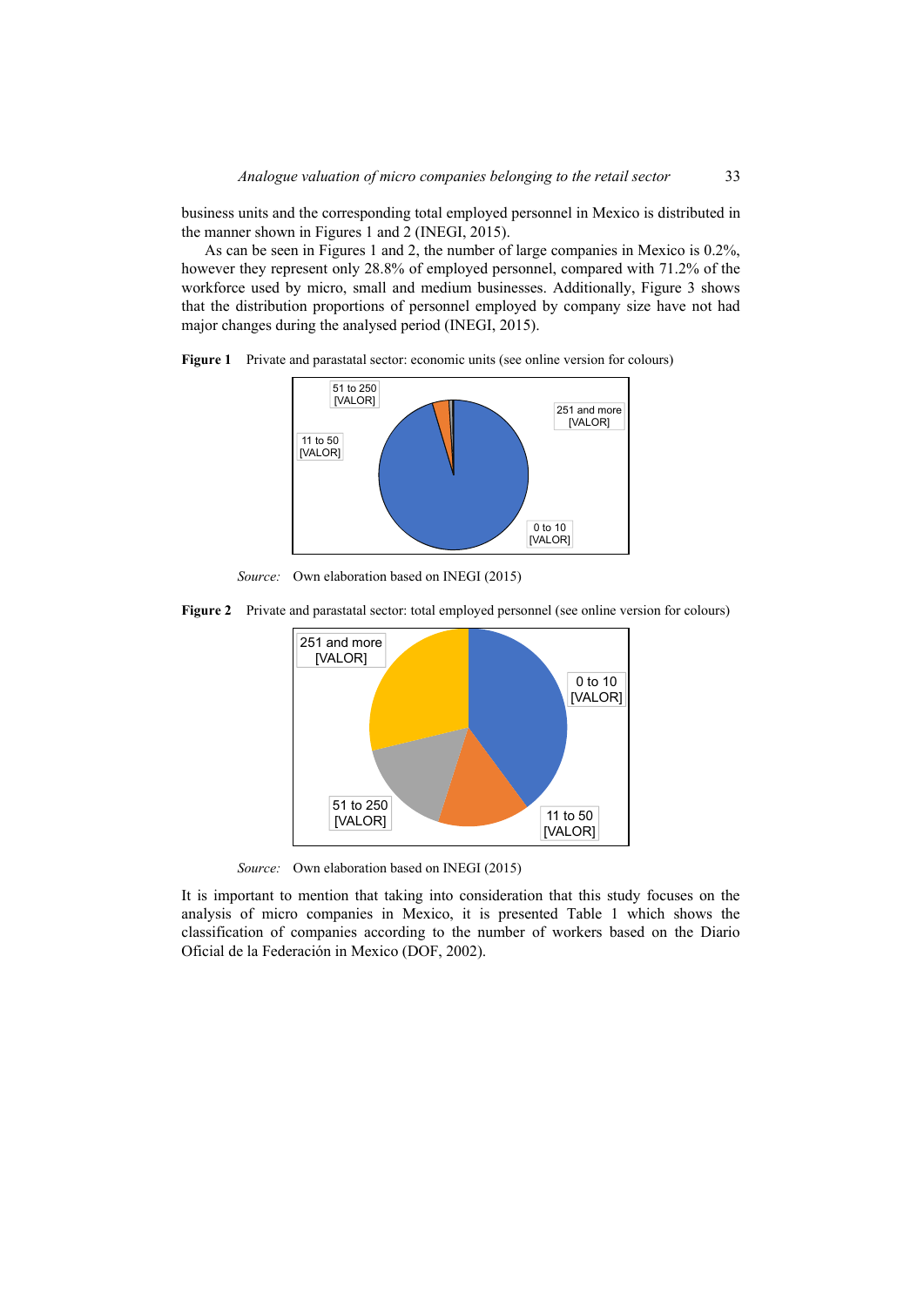business units and the corresponding total employed personnel in Mexico is distributed in the manner shown in Figures 1 and 2 (INEGI, 2015).

As can be seen in Figures 1 and 2, the number of large companies in Mexico is 0.2%, however they represent only 28.8% of employed personnel, compared with 71.2% of the workforce used by micro, small and medium businesses. Additionally, Figure 3 shows that the distribution proportions of personnel employed by company size have not had major changes during the analysed period (INEGI, 2015).

**Figure 1** Private and parastatal sector: economic units (see online version for colours)

51 to 250 [VALOR]
251 and more [VALOR]
11 to 50 [VALOR]
0 to 10 [VALOR]

*Source:* Own elaboration based on INEGI (2015)

**Figure 2** Private and parastatal sector: total employed personnel (see online version for colours)

251 and more [VALOR]
0 to 10 [VALOR]
51 to 250 [VALOR]
11 to 50 [VALOR]

*Source:* Own elaboration based on INEGI (2015)

It is important to mention that taking into consideration that this study focuses on the analysis of micro companies in Mexico, it is presented Table 1 which shows the classification of companies according to the number of workers based on the Diario Oficial de la Federación in Mexico (DOF, 2002).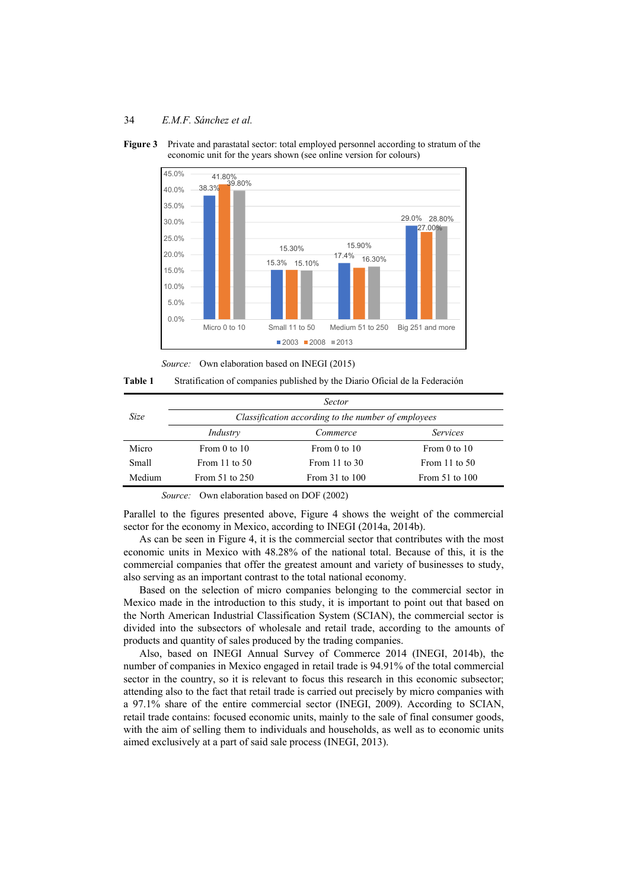**Figure 3** Private and parastatal sector: total employed personnel according to stratum of the economic unit for the years shown (see online version for colours)

*Source:* Own elaboration based on INEGI (2015)

**Table 1** Stratification of companies published by the Diario Oficial de la Federación

| *Size* | *Sector* | | |
|---|---|---|---|
| | *Classification according to the number of employees* | | |
| | *Industry* | *Commerce* | *Services* |
| Micro | From 0 to 10 | From 0 to 10 | From 0 to 10 |
| Small | From 11 to 50 | From 11 to 30 | From 11 to 50 |
| Medium | From 51 to 250 | From 31 to 100 | From 51 to 100 |

*Source:* Own elaboration based on DOF (2002)

Parallel to the figures presented above, Figure 4 shows the weight of the commercial sector for the economy in Mexico, according to INEGI (2014a, 2014b).

As can be seen in Figure 4, it is the commercial sector that contributes with the most economic units in Mexico with 48.28% of the national total. Because of this, it is the commercial companies that offer the greatest amount and variety of businesses to study, also serving as an important contrast to the total national economy.

Based on the selection of micro companies belonging to the commercial sector in Mexico made in the introduction to this study, it is important to point out that based on the North American Industrial Classification System (SCIAN), the commercial sector is divided into the subsectors of wholesale and retail trade, according to the amounts of products and quantity of sales produced by the trading companies.

Also, based on INEGI Annual Survey of Commerce 2014 (INEGI, 2014b), the number of companies in Mexico engaged in retail trade is 94.91% of the total commercial sector in the country, so it is relevant to focus this research in this economic subsector; attending also to the fact that retail trade is carried out precisely by micro companies with a 97.1% share of the entire commercial sector (INEGI, 2009). According to SCIAN, retail trade contains: focused economic units, mainly to the sale of final consumer goods, with the aim of selling them to individuals and households, as well as to economic units aimed exclusively at a part of said sale process (INEGI, 2013).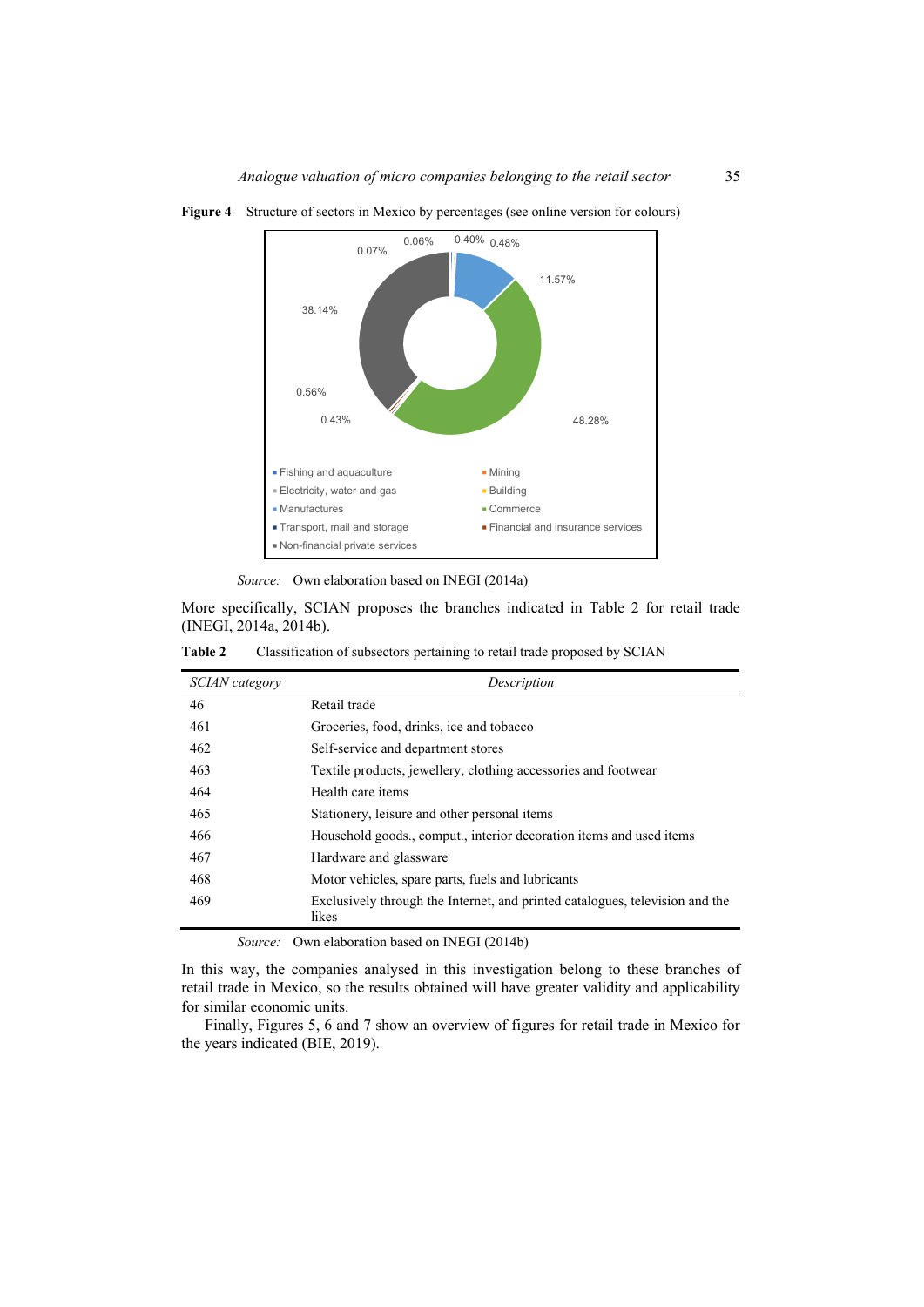**Figure 4** Structure of sectors in Mexico by percentages (see online version for colours)

*Source:* Own elaboration based on INEGI (2014a)

More specifically, SCIAN proposes the branches indicated in Table 2 for retail trade (INEGI, 2014a, 2014b).

**Table 2** Classification of subsectors pertaining to retail trade proposed by SCIAN

| *SCIAN category* | *Description* |
|---|---|
| 46 | Retail trade |
| 461 | Groceries, food, drinks, ice and tobacco |
| 462 | Self-service and department stores |
| 463 | Textile products, jewellery, clothing accessories and footwear |
| 464 | Health care items |
| 465 | Stationery, leisure and other personal items |
| 466 | Household goods., comput., interior decoration items and used items |
| 467 | Hardware and glassware |
| 468 | Motor vehicles, spare parts, fuels and lubricants |
| 469 | Exclusively through the Internet, and printed catalogues, television and the likes |

*Source:* Own elaboration based on INEGI (2014b)

In this way, the companies analysed in this investigation belong to these branches of retail trade in Mexico, so the results obtained will have greater validity and applicability for similar economic units.

Finally, Figures 5, 6 and 7 show an overview of figures for retail trade in Mexico for the years indicated (BIE, 2019).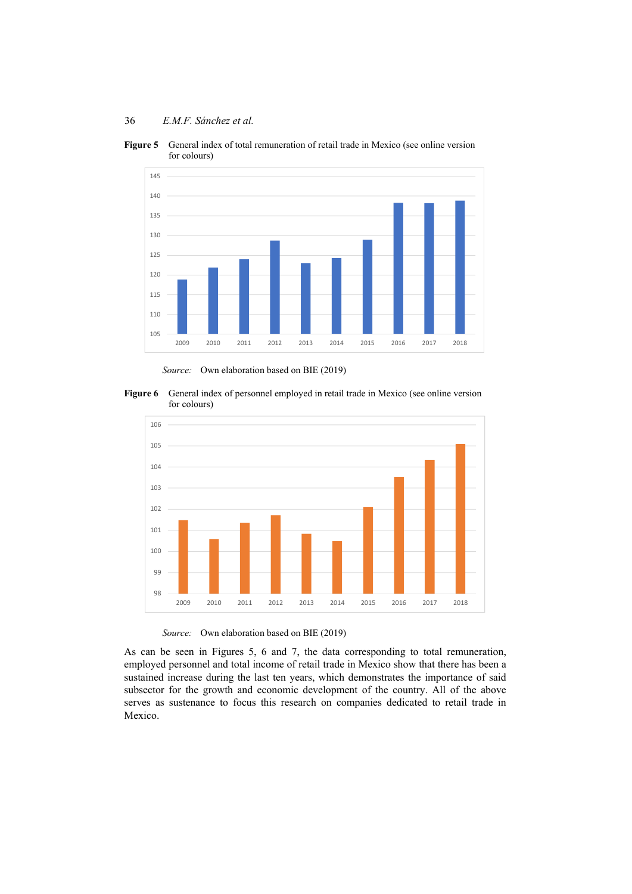**Figure 5** General index of total remuneration of retail trade in Mexico (see online version for colours)

*Source:* Own elaboration based on BIE (2019)

**Figure 6** General index of personnel employed in retail trade in Mexico (see online version for colours)

*Source:* Own elaboration based on BIE (2019)

As can be seen in Figures 5, 6 and 7, the data corresponding to total remuneration, employed personnel and total income of retail trade in Mexico show that there has been a sustained increase during the last ten years, which demonstrates the importance of said subsector for the growth and economic development of the country. All of the above serves as sustenance to focus this research on companies dedicated to retail trade in Mexico.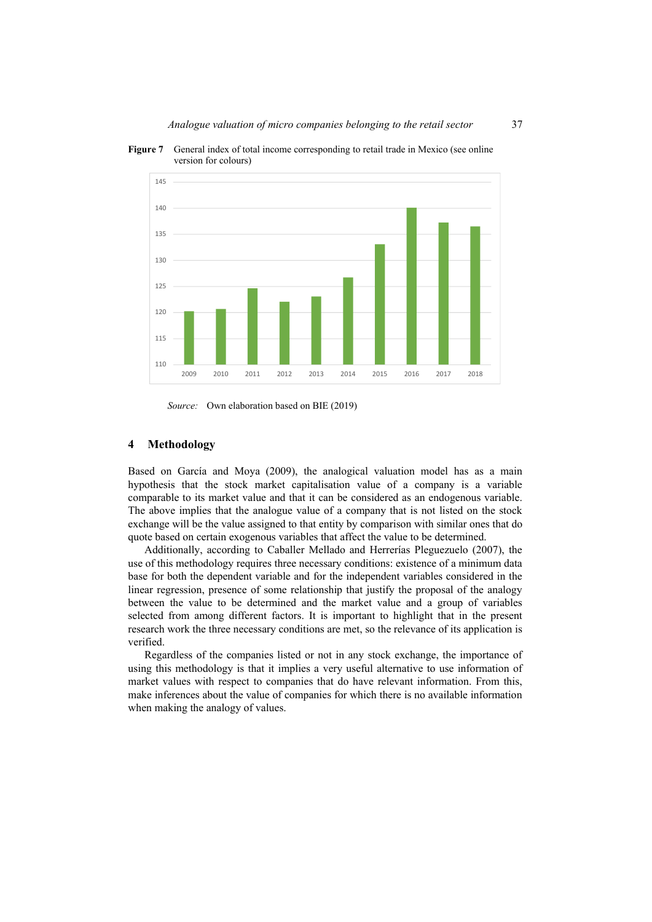**Figure 7** General index of total income corresponding to retail trade in Mexico (see online version for colours)

*Source:* Own elaboration based on BIE (2019)

## 4 Methodology

Based on García and Moya (2009), the analogical valuation model has as a main hypothesis that the stock market capitalisation value of a company is a variable comparable to its market value and that it can be considered as an endogenous variable. The above implies that the analogue value of a company that is not listed on the stock exchange will be the value assigned to that entity by comparison with similar ones that do quote based on certain exogenous variables that affect the value to be determined.

Additionally, according to Caballer Mellado and Herrerías Pleguezuelo (2007), the use of this methodology requires three necessary conditions: existence of a minimum data base for both the dependent variable and for the independent variables considered in the linear regression, presence of some relationship that justify the proposal of the analogy between the value to be determined and the market value and a group of variables selected from among different factors. It is important to highlight that in the present research work the three necessary conditions are met, so the relevance of its application is verified.

Regardless of the companies listed or not in any stock exchange, the importance of using this methodology is that it implies a very useful alternative to use information of market values with respect to companies that do have relevant information. From this, make inferences about the value of companies for which there is no available information when making the analogy of values.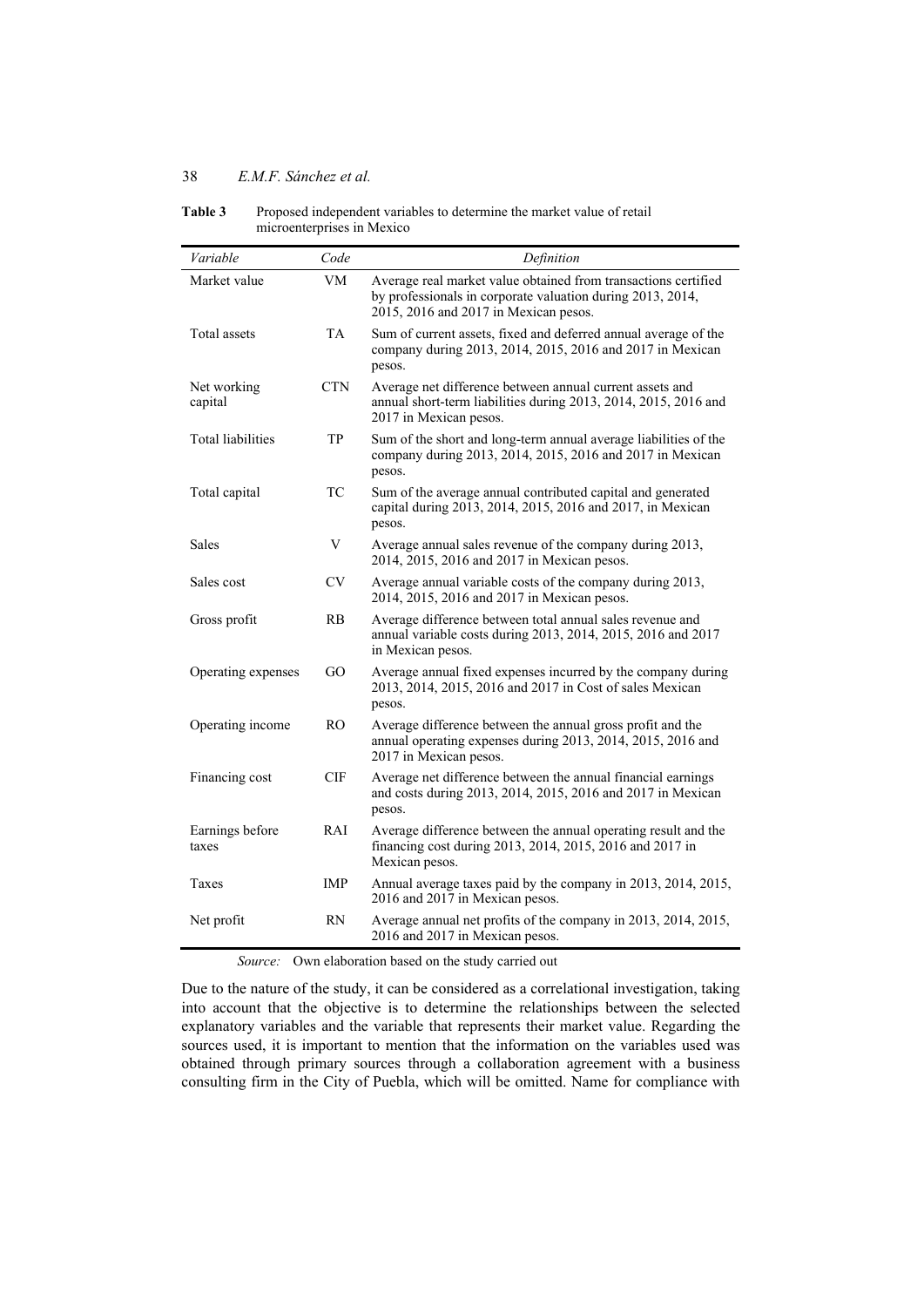**Table 3** Proposed independent variables to determine the market value of retail microenterprises in Mexico

| *Variable* | *Code* | *Definition* |
|---|---|---|
| Market value | VM | Average real market value obtained from transactions certified by professionals in corporate valuation during 2013, 2014, 2015, 2016 and 2017 in Mexican pesos. |
| Total assets | TA | Sum of current assets, fixed and deferred annual average of the company during 2013, 2014, 2015, 2016 and 2017 in Mexican pesos. |
| Net working capital | CTN | Average net difference between annual current assets and annual short-term liabilities during 2013, 2014, 2015, 2016 and 2017 in Mexican pesos. |
| Total liabilities | TP | Sum of the short and long-term annual average liabilities of the company during 2013, 2014, 2015, 2016 and 2017 in Mexican pesos. |
| Total capital | TC | Sum of the average annual contributed capital and generated capital during 2013, 2014, 2015, 2016 and 2017, in Mexican pesos. |
| Sales | V | Average annual sales revenue of the company during 2013, 2014, 2015, 2016 and 2017 in Mexican pesos. |
| Sales cost | CV | Average annual variable costs of the company during 2013, 2014, 2015, 2016 and 2017 in Mexican pesos. |
| Gross profit | RB | Average difference between total annual sales revenue and annual variable costs during 2013, 2014, 2015, 2016 and 2017 in Mexican pesos. |
| Operating expenses | GO | Average annual fixed expenses incurred by the company during 2013, 2014, 2015, 2016 and 2017 in Cost of sales Mexican pesos. |
| Operating income | RO | Average difference between the annual gross profit and the annual operating expenses during 2013, 2014, 2015, 2016 and 2017 in Mexican pesos. |
| Financing cost | CIF | Average net difference between the annual financial earnings and costs during 2013, 2014, 2015, 2016 and 2017 in Mexican pesos. |
| Earnings before taxes | RAI | Average difference between the annual operating result and the financing cost during 2013, 2014, 2015, 2016 and 2017 in Mexican pesos. |
| Taxes | IMP | Annual average taxes paid by the company in 2013, 2014, 2015, 2016 and 2017 in Mexican pesos. |
| Net profit | RN | Average annual net profits of the company in 2013, 2014, 2015, 2016 and 2017 in Mexican pesos. |

*Source:* Own elaboration based on the study carried out

Due to the nature of the study, it can be considered as a correlational investigation, taking into account that the objective is to determine the relationships between the selected explanatory variables and the variable that represents their market value. Regarding the sources used, it is important to mention that the information on the variables used was obtained through primary sources through a collaboration agreement with a business consulting firm in the City of Puebla, which will be omitted. Name for compliance with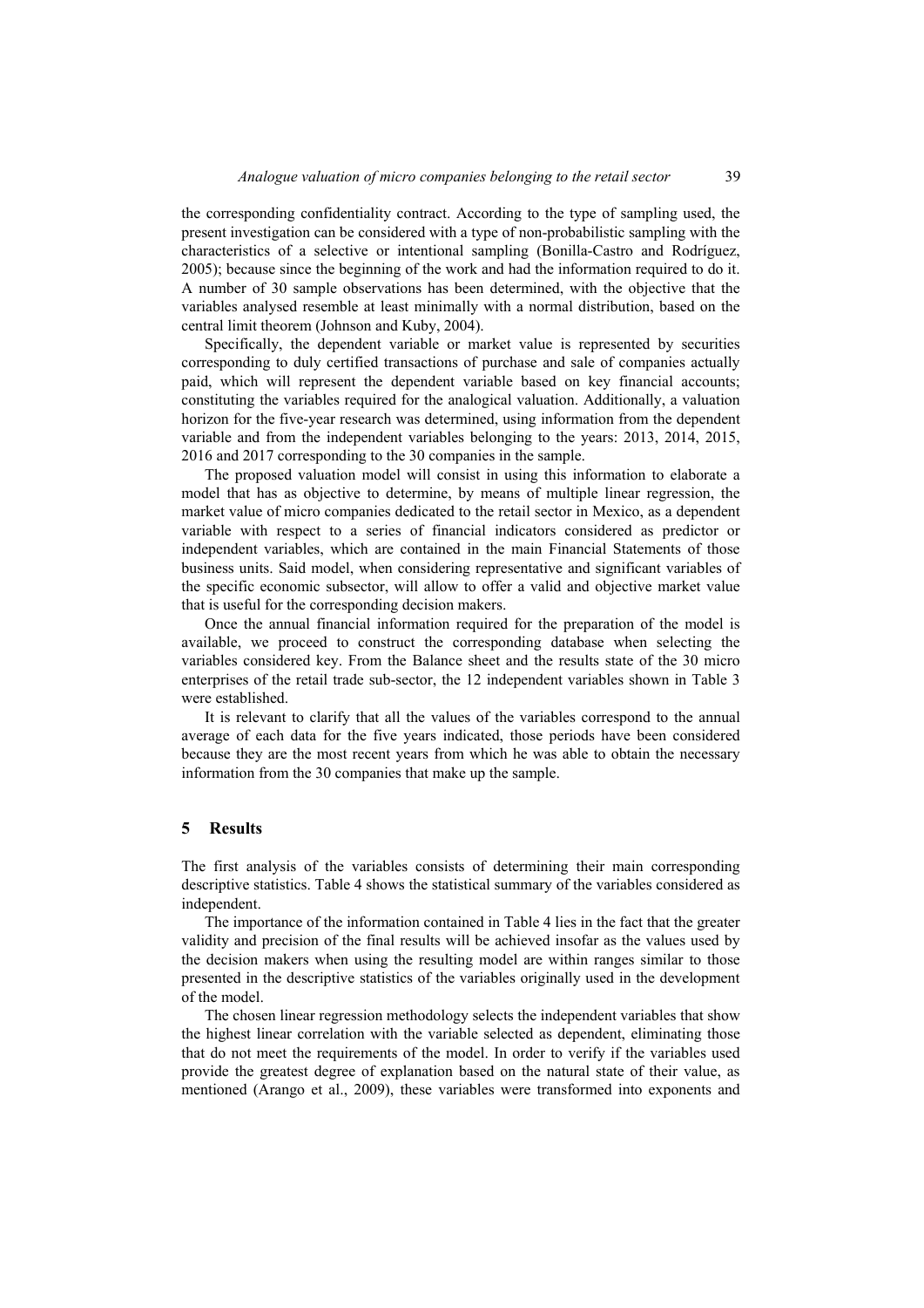the corresponding confidentiality contract. According to the type of sampling used, the present investigation can be considered with a type of non-probabilistic sampling with the characteristics of a selective or intentional sampling (Bonilla-Castro and Rodríguez, 2005); because since the beginning of the work and had the information required to do it. A number of 30 sample observations has been determined, with the objective that the variables analysed resemble at least minimally with a normal distribution, based on the central limit theorem (Johnson and Kuby, 2004).

Specifically, the dependent variable or market value is represented by securities corresponding to duly certified transactions of purchase and sale of companies actually paid, which will represent the dependent variable based on key financial accounts; constituting the variables required for the analogical valuation. Additionally, a valuation horizon for the five-year research was determined, using information from the dependent variable and from the independent variables belonging to the years: 2013, 2014, 2015, 2016 and 2017 corresponding to the 30 companies in the sample.

The proposed valuation model will consist in using this information to elaborate a model that has as objective to determine, by means of multiple linear regression, the market value of micro companies dedicated to the retail sector in Mexico, as a dependent variable with respect to a series of financial indicators considered as predictor or independent variables, which are contained in the main Financial Statements of those business units. Said model, when considering representative and significant variables of the specific economic subsector, will allow to offer a valid and objective market value that is useful for the corresponding decision makers.

Once the annual financial information required for the preparation of the model is available, we proceed to construct the corresponding database when selecting the variables considered key. From the Balance sheet and the results state of the 30 micro enterprises of the retail trade sub-sector, the 12 independent variables shown in Table 3 were established.

It is relevant to clarify that all the values of the variables correspond to the annual average of each data for the five years indicated, those periods have been considered because they are the most recent years from which he was able to obtain the necessary information from the 30 companies that make up the sample.

## 5 Results

The first analysis of the variables consists of determining their main corresponding descriptive statistics. Table 4 shows the statistical summary of the variables considered as independent.

The importance of the information contained in Table 4 lies in the fact that the greater validity and precision of the final results will be achieved insofar as the values used by the decision makers when using the resulting model are within ranges similar to those presented in the descriptive statistics of the variables originally used in the development of the model.

The chosen linear regression methodology selects the independent variables that show the highest linear correlation with the variable selected as dependent, eliminating those that do not meet the requirements of the model. In order to verify if the variables used provide the greatest degree of explanation based on the natural state of their value, as mentioned (Arango et al., 2009), these variables were transformed into exponents and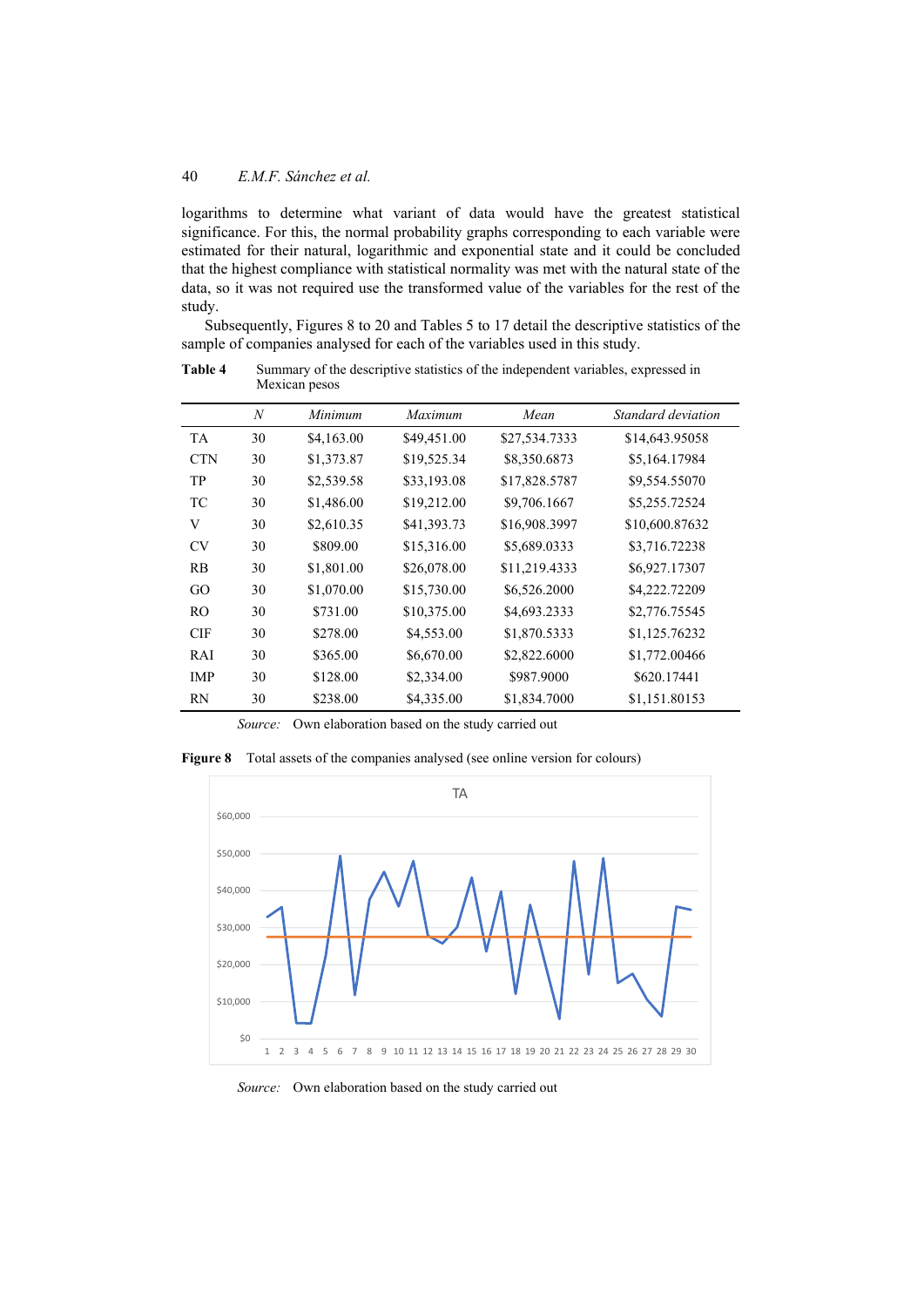logarithms to determine what variant of data would have the greatest statistical significance. For this, the normal probability graphs corresponding to each variable were estimated for their natural, logarithmic and exponential state and it could be concluded that the highest compliance with statistical normality was met with the natural state of the data, so it was not required use the transformed value of the variables for the rest of the study.

Subsequently, Figures 8 to 20 and Tables 5 to 17 detail the descriptive statistics of the sample of companies analysed for each of the variables used in this study.

**Table 4** Summary of the descriptive statistics of the independent variables, expressed in Mexican pesos

| | *N* | *Minimum* | *Maximum* | *Mean* | *Standard deviation* |
|---|---|---|---|---|---|
| TA | 30 | $4,163.00 | $49,451.00 | $27,534.7333 | $14,643.95058 |
| CTN | 30 | $1,373.87 | $19,525.34 | $8,350.6873 | $5,164.17984 |
| TP | 30 | $2,539.58 | $33,193.08 | $17,828.5787 | $9,554.55070 |
| TC | 30 | $1,486.00 | $19,212.00 | $9,706.1667 | $5,255.72524 |
| V | 30 | $2,610.35 | $41,393.73 | $16,908.3997 | $10,600.87632 |
| CV | 30 | $809.00 | $15,316.00 | $5,689.0333 | $3,716.72238 |
| RB | 30 | $1,801.00 | $26,078.00 | $11,219.4333 | $6,927.17307 |
| GO | 30 | $1,070.00 | $15,730.00 | $6,526.2000 | $4,222.72209 |
| RO | 30 | $731.00 | $10,375.00 | $4,693.2333 | $2,776.75545 |
| CIF | 30 | $278.00 | $4,553.00 | $1,870.5333 | $1,125.76232 |
| RAI | 30 | $365.00 | $6,670.00 | $2,822.6000 | $1,772.00466 |
| IMP | 30 | $128.00 | $2,334.00 | $987.9000 | $620.17441 |
| RN | 30 | $238.00 | $4,335.00 | $1,834.7000 | $1,151.80153 |

*Source:* Own elaboration based on the study carried out

**Figure 8** Total assets of the companies analysed (see online version for colours)

*Source:* Own elaboration based on the study carried out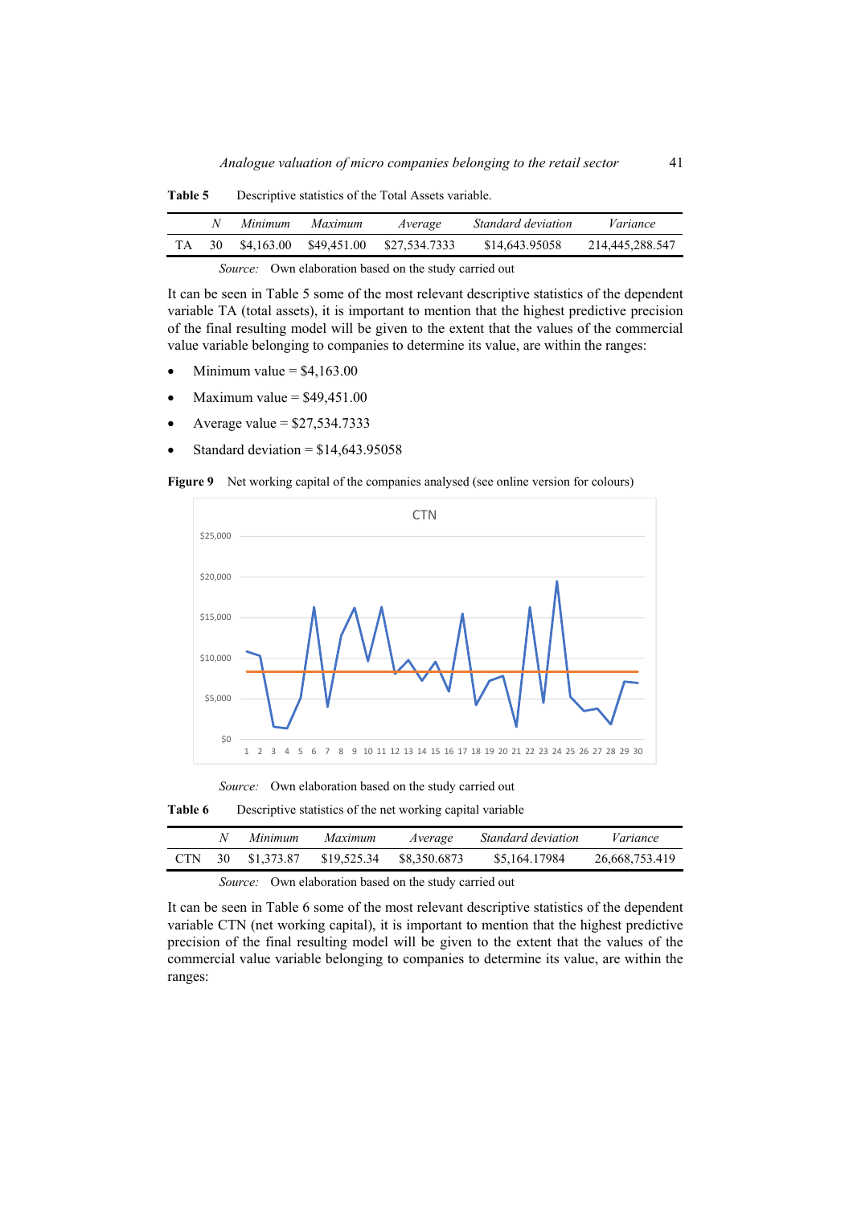**Table 5** Descriptive statistics of the Total Assets variable.

| | *N* | *Minimum* | *Maximum* | *Average* | *Standard deviation* | *Variance* |
|---|---|---|---|---|---|---|
| TA | 30 | $4,163.00 | $49,451.00 | $27,534.7333 | $14,643.95058 | 214,445,288.547 |

*Source:* Own elaboration based on the study carried out

It can be seen in Table 5 some of the most relevant descriptive statistics of the dependent variable TA (total assets), it is important to mention that the highest predictive precision of the final resulting model will be given to the extent that the values of the commercial value variable belonging to companies to determine its value, are within the ranges:

- Minimum value = $4,163.00
- Maximum value = $49,451.00
- Average value = $27,534.7333
- Standard deviation = $14,643.95058

**Figure 9** Net working capital of the companies analysed (see online version for colours)

*Source:* Own elaboration based on the study carried out

**Table 6** Descriptive statistics of the net working capital variable

| | *N* | *Minimum* | *Maximum* | *Average* | *Standard deviation* | *Variance* |
|---|---|---|---|---|---|---|
| CTN | 30 | $1,373.87 | $19,525.34 | $8,350.6873 | $5,164.17984 | 26,668,753.419 |

*Source:* Own elaboration based on the study carried out

It can be seen in Table 6 some of the most relevant descriptive statistics of the dependent variable CTN (net working capital), it is important to mention that the highest predictive precision of the final resulting model will be given to the extent that the values of the commercial value variable belonging to companies to determine its value, are within the ranges: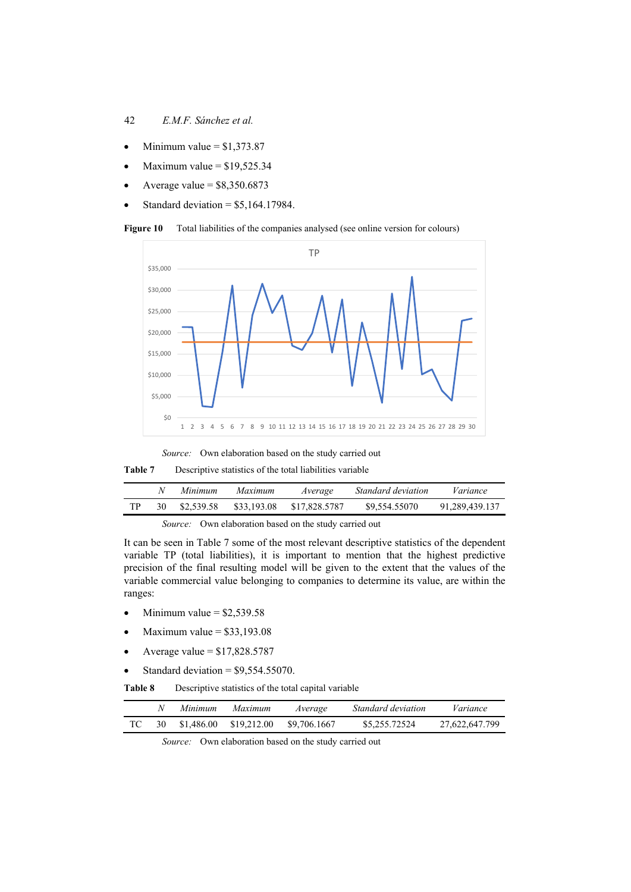- Minimum value = $1,373.87
- Maximum value = $19,525.34
- Average value = $8,350.6873
- Standard deviation = $5,164.17984.

**Figure 10** Total liabilities of the companies analysed (see online version for colours)

*Source:* Own elaboration based on the study carried out

**Table 7** Descriptive statistics of the total liabilities variable

| | *N* | *Minimum* | *Maximum* | *Average* | *Standard deviation* | *Variance* |
|---|---|---|---|---|---|---|
| TP | 30 | $2,539.58 | $33,193.08 | $17,828.5787 | $9,554.55070 | 91,289,439.137 |

*Source:* Own elaboration based on the study carried out

It can be seen in Table 7 some of the most relevant descriptive statistics of the dependent variable TP (total liabilities), it is important to mention that the highest predictive precision of the final resulting model will be given to the extent that the values of the variable commercial value belonging to companies to determine its value, are within the ranges:

- Minimum value = $2,539.58
- Maximum value = $33,193.08
- Average value = $17,828.5787
- Standard deviation = $9,554.55070.

**Table 8** Descriptive statistics of the total capital variable

| | *N* | *Minimum* | *Maximum* | *Average* | *Standard deviation* | *Variance* |
|---|---|---|---|---|---|---|
| TC | 30 | $1,486.00 | $19,212.00 | $9,706.1667 | $5,255.72524 | 27,622,647.799 |

*Source:* Own elaboration based on the study carried out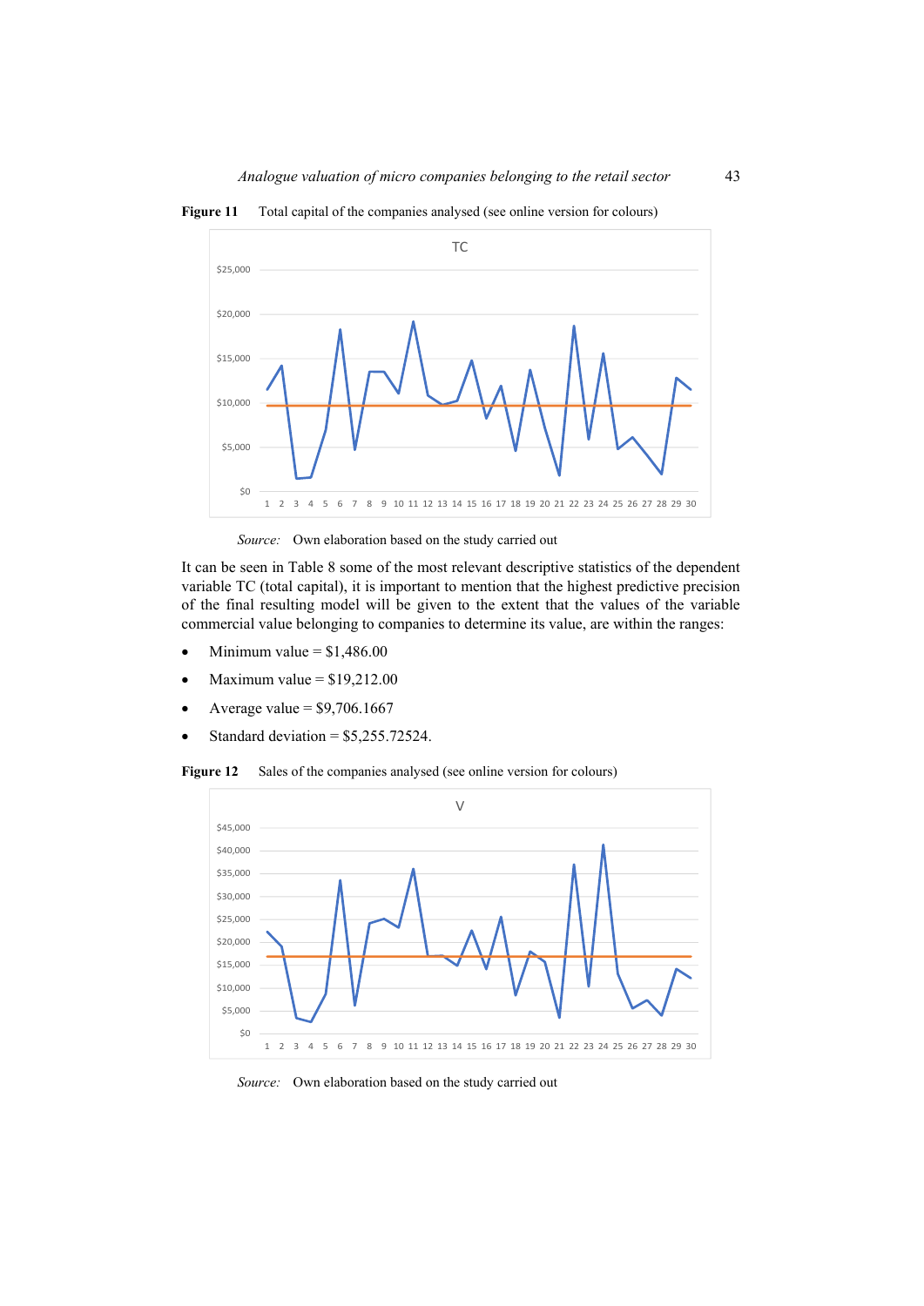**Figure 11** Total capital of the companies analysed (see online version for colours)

*Source:* Own elaboration based on the study carried out

It can be seen in Table 8 some of the most relevant descriptive statistics of the dependent variable TC (total capital), it is important to mention that the highest predictive precision of the final resulting model will be given to the extent that the values of the variable commercial value belonging to companies to determine its value, are within the ranges:

- Minimum value = $1,486.00
- Maximum value = $19,212.00
- Average value = $9,706.1667
- Standard deviation = $5,255.72524.

**Figure 12** Sales of the companies analysed (see online version for colours)

*Source:* Own elaboration based on the study carried out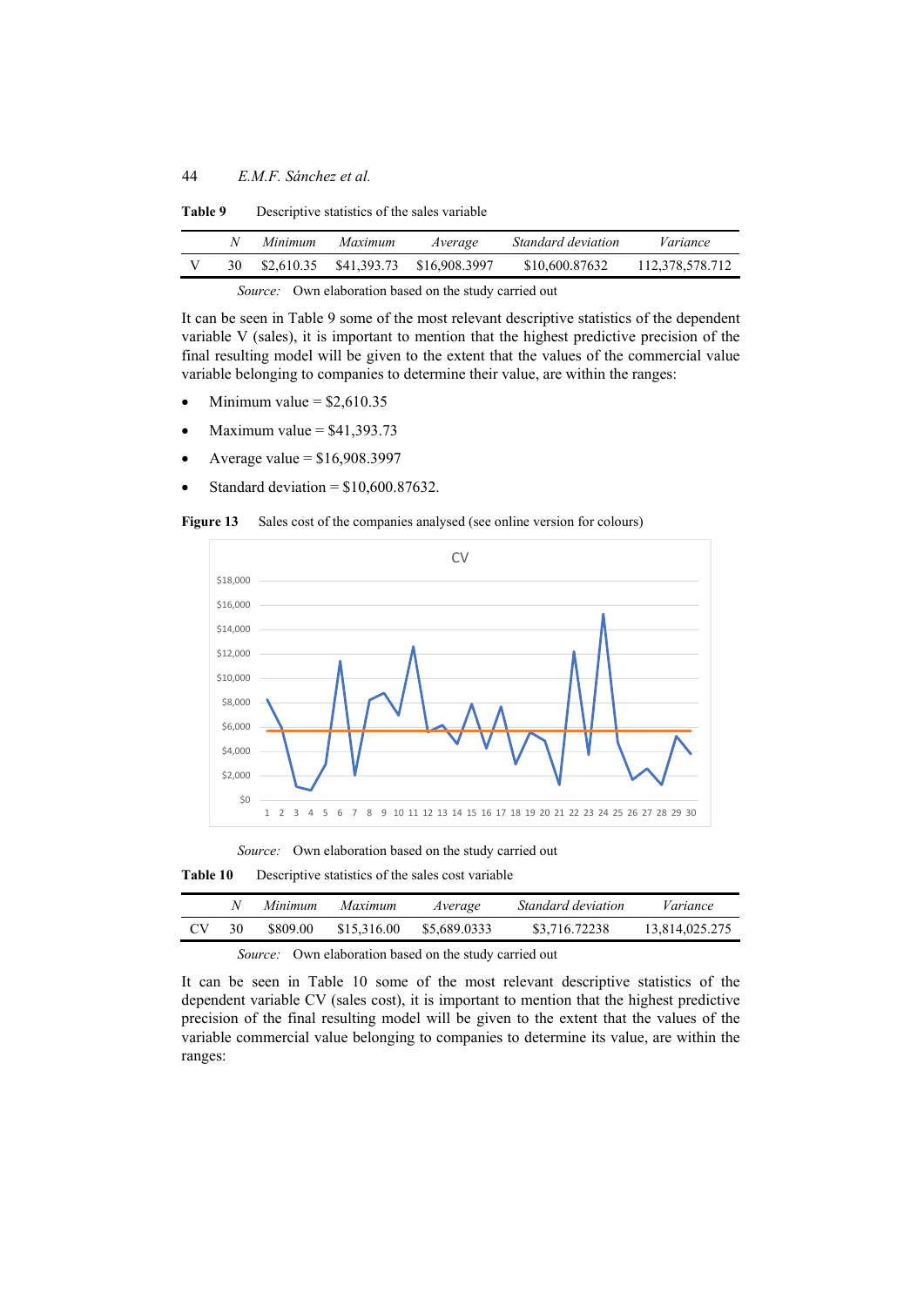**Table 9** Descriptive statistics of the sales variable

| | *N* | *Minimum* | *Maximum* | *Average* | *Standard deviation* | *Variance* |
|---|---|---|---|---|---|---|
| V | 30 | $2,610.35 | $41,393.73 | $16,908.3997 | $10,600.87632 | 112,378,578.712 |

*Source:* Own elaboration based on the study carried out

It can be seen in Table 9 some of the most relevant descriptive statistics of the dependent variable V (sales), it is important to mention that the highest predictive precision of the final resulting model will be given to the extent that the values of the commercial value variable belonging to companies to determine their value, are within the ranges:

- Minimum value = $2,610.35
- Maximum value = $41,393.73
- Average value = $16,908.3997
- Standard deviation = $10,600.87632.

**Figure 13** Sales cost of the companies analysed (see online version for colours)

*Source:* Own elaboration based on the study carried out

**Table 10** Descriptive statistics of the sales cost variable

| | *N* | *Minimum* | *Maximum* | *Average* | *Standard deviation* | *Variance* |
|---|---|---|---|---|---|---|
| CV | 30 | $809.00 | $15,316.00 | $5,689.0333 | $3,716.72238 | 13,814,025.275 |

*Source:* Own elaboration based on the study carried out

It can be seen in Table 10 some of the most relevant descriptive statistics of the dependent variable CV (sales cost), it is important to mention that the highest predictive precision of the final resulting model will be given to the extent that the values of the variable commercial value belonging to companies to determine its value, are within the ranges: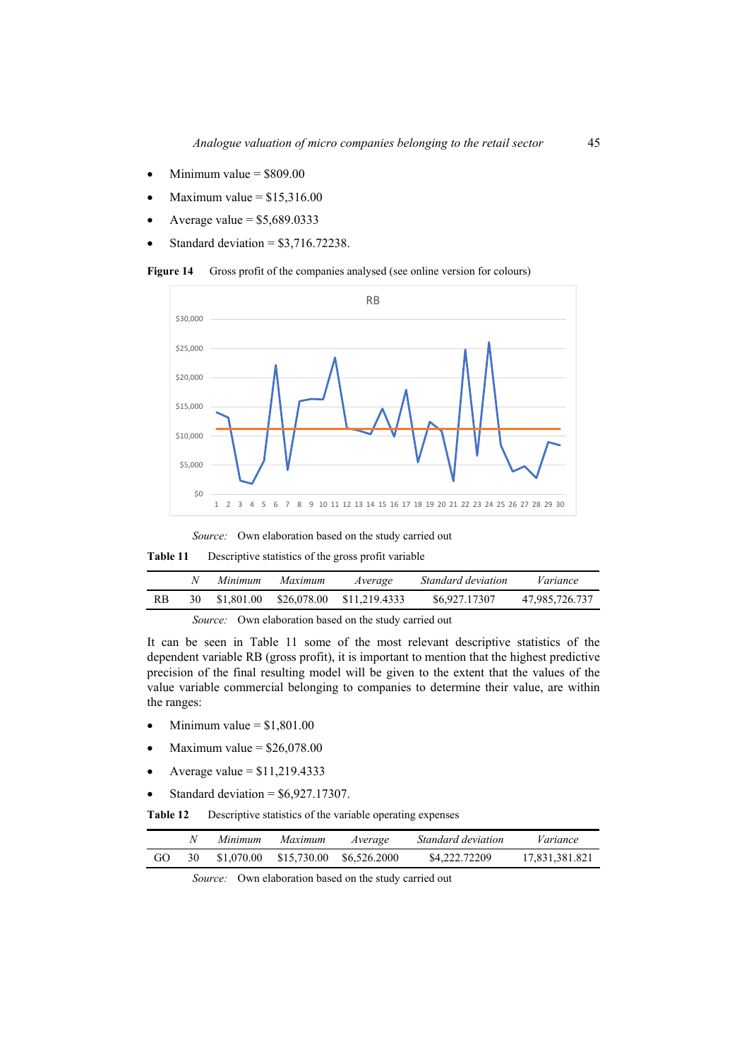- Minimum value = $809.00
- Maximum value = $15,316.00
- Average value = $5,689.0333
- Standard deviation = $3,716.72238.

**Figure 14** Gross profit of the companies analysed (see online version for colours)

*Source:* Own elaboration based on the study carried out

**Table 11** Descriptive statistics of the gross profit variable

| | *N* | *Minimum* | *Maximum* | *Average* | *Standard deviation* | *Variance* |
|---|---|---|---|---|---|---|
| RB | 30 | $1,801.00 | $26,078.00 | $11,219.4333 | $6,927.17307 | 47,985,726.737 |

*Source:* Own elaboration based on the study carried out

It can be seen in Table 11 some of the most relevant descriptive statistics of the dependent variable RB (gross profit), it is important to mention that the highest predictive precision of the final resulting model will be given to the extent that the values of the value variable commercial belonging to companies to determine their value, are within the ranges:

- Minimum value = $1,801.00
- Maximum value = $26,078.00
- Average value = $11,219.4333
- Standard deviation = $6,927.17307.

**Table 12** Descriptive statistics of the variable operating expenses

| | *N* | *Minimum* | *Maximum* | *Average* | *Standard deviation* | *Variance* |
|---|---|---|---|---|---|---|
| GO | 30 | $1,070.00 | $15,730.00 | $6,526.2000 | $4,222.72209 | 17,831,381.821 |

*Source:* Own elaboration based on the study carried out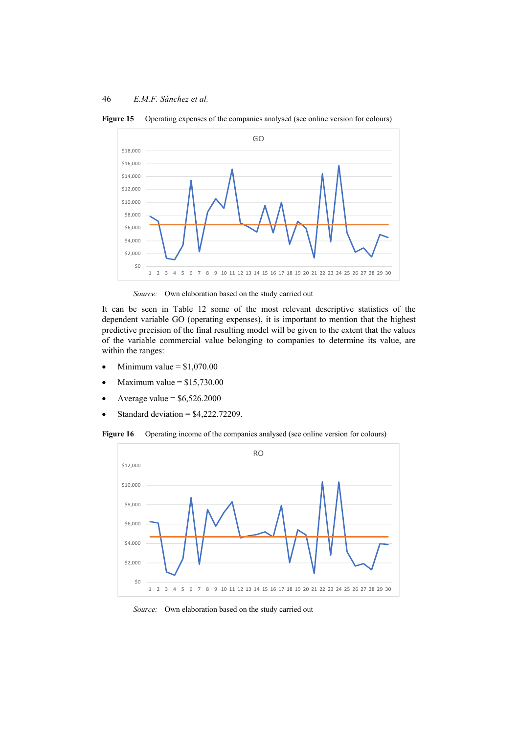**Figure 15** Operating expenses of the companies analysed (see online version for colours)

*Source:* Own elaboration based on the study carried out

It can be seen in Table 12 some of the most relevant descriptive statistics of the dependent variable GO (operating expenses), it is important to mention that the highest predictive precision of the final resulting model will be given to the extent that the values of the variable commercial value belonging to companies to determine its value, are within the ranges:

- Minimum value = $1,070.00
- Maximum value = $15,730.00
- Average value = $6,526.2000
- Standard deviation = $4,222.72209.

**Figure 16** Operating income of the companies analysed (see online version for colours)

*Source:* Own elaboration based on the study carried out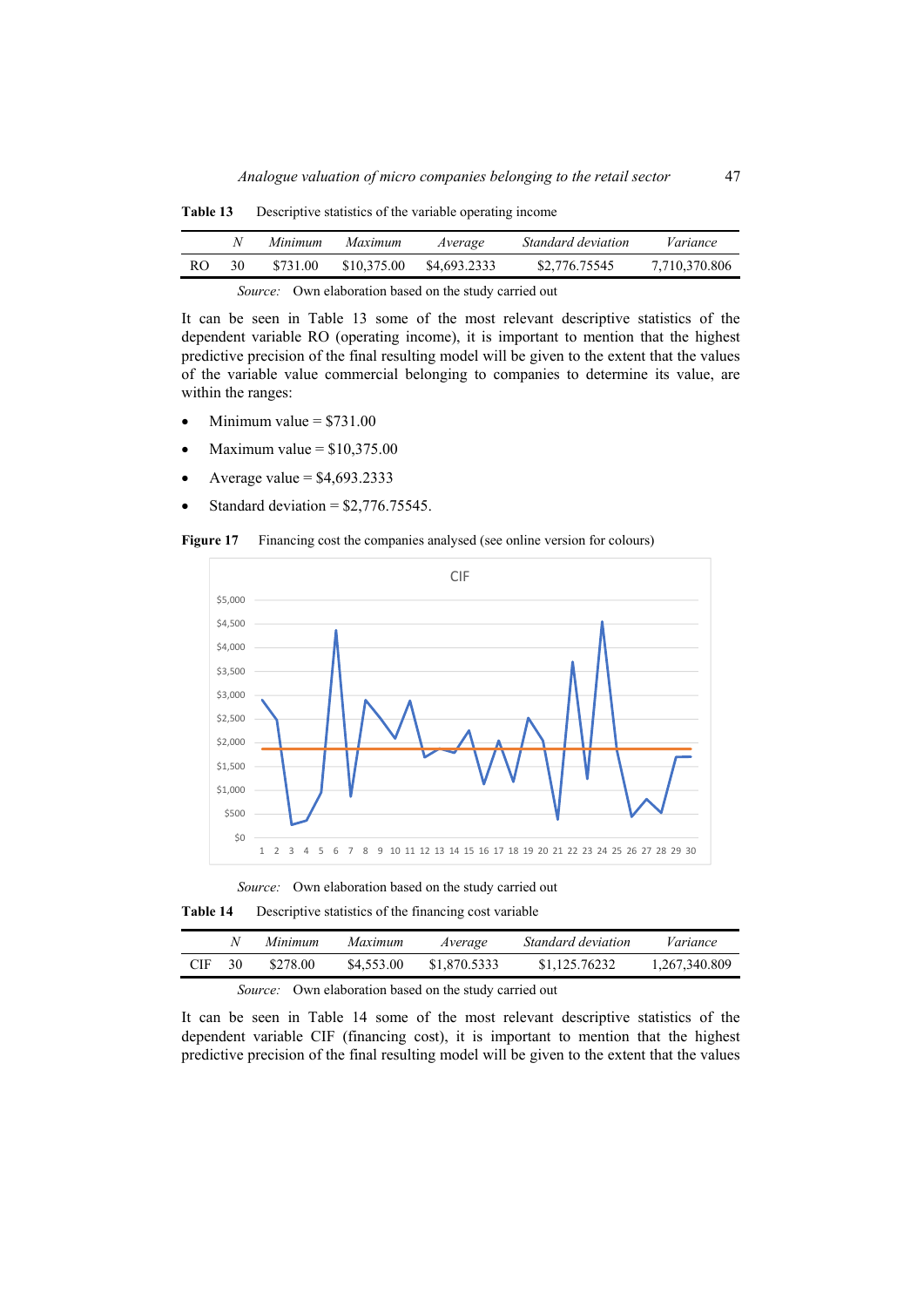**Table 13** Descriptive statistics of the variable operating income

| | *N* | *Minimum* | *Maximum* | *Average* | *Standard deviation* | *Variance* |
|---|---|---|---|---|---|---|
| RO | 30 | $731.00 | $10,375.00 | $4,693.2333 | $2,776.75545 | 7,710,370.806 |

*Source:* Own elaboration based on the study carried out

It can be seen in Table 13 some of the most relevant descriptive statistics of the dependent variable RO (operating income), it is important to mention that the highest predictive precision of the final resulting model will be given to the extent that the values of the variable value commercial belonging to companies to determine its value, are within the ranges:

- Minimum value = $731.00
- Maximum value = $10,375.00
- Average value = $4,693.2333
- Standard deviation = $2,776.75545.

**Figure 17** Financing cost the companies analysed (see online version for colours)

*Source:* Own elaboration based on the study carried out

**Table 14** Descriptive statistics of the financing cost variable

| | *N* | *Minimum* | *Maximum* | *Average* | *Standard deviation* | *Variance* |
|---|---|---|---|---|---|---|
| CIF | 30 | $278.00 | $4,553.00 | $1,870.5333 | $1,125.76232 | 1,267,340.809 |

*Source:* Own elaboration based on the study carried out

It can be seen in Table 14 some of the most relevant descriptive statistics of the dependent variable CIF (financing cost), it is important to mention that the highest predictive precision of the final resulting model will be given to the extent that the values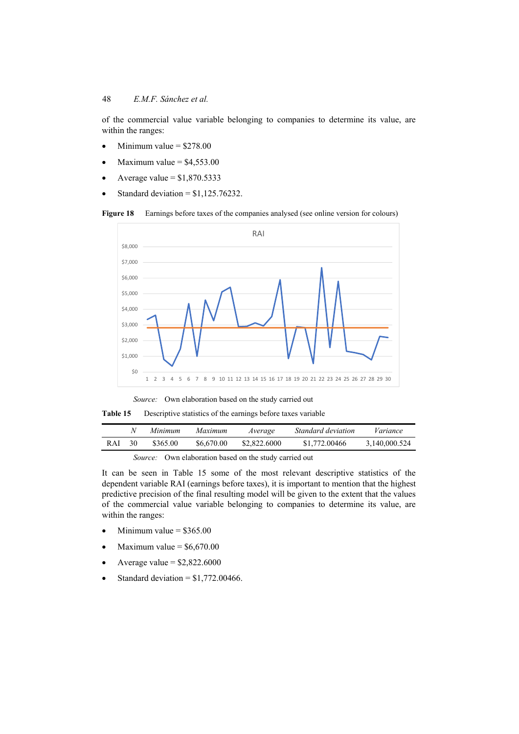of the commercial value variable belonging to companies to determine its value, are within the ranges:

- Minimum value = $278.00
- Maximum value = $4,553.00
- Average value = $1,870.5333
- Standard deviation = $1,125.76232.

**Figure 18** Earnings before taxes of the companies analysed (see online version for colours)

*Source:* Own elaboration based on the study carried out

**Table 15** Descriptive statistics of the earnings before taxes variable

| | *N* | *Minimum* | *Maximum* | *Average* | *Standard deviation* | *Variance* |
|---|---|---|---|---|---|---|
| RAI | 30 | $365.00 | $6,670.00 | $2,822.6000 | $1,772.00466 | 3,140,000.524 |

*Source:* Own elaboration based on the study carried out

It can be seen in Table 15 some of the most relevant descriptive statistics of the dependent variable RAI (earnings before taxes), it is important to mention that the highest predictive precision of the final resulting model will be given to the extent that the values of the commercial value variable belonging to companies to determine its value, are within the ranges:

- Minimum value = $365.00
- Maximum value = $6,670.00
- Average value = $2,822.6000
- Standard deviation = $1,772.00466.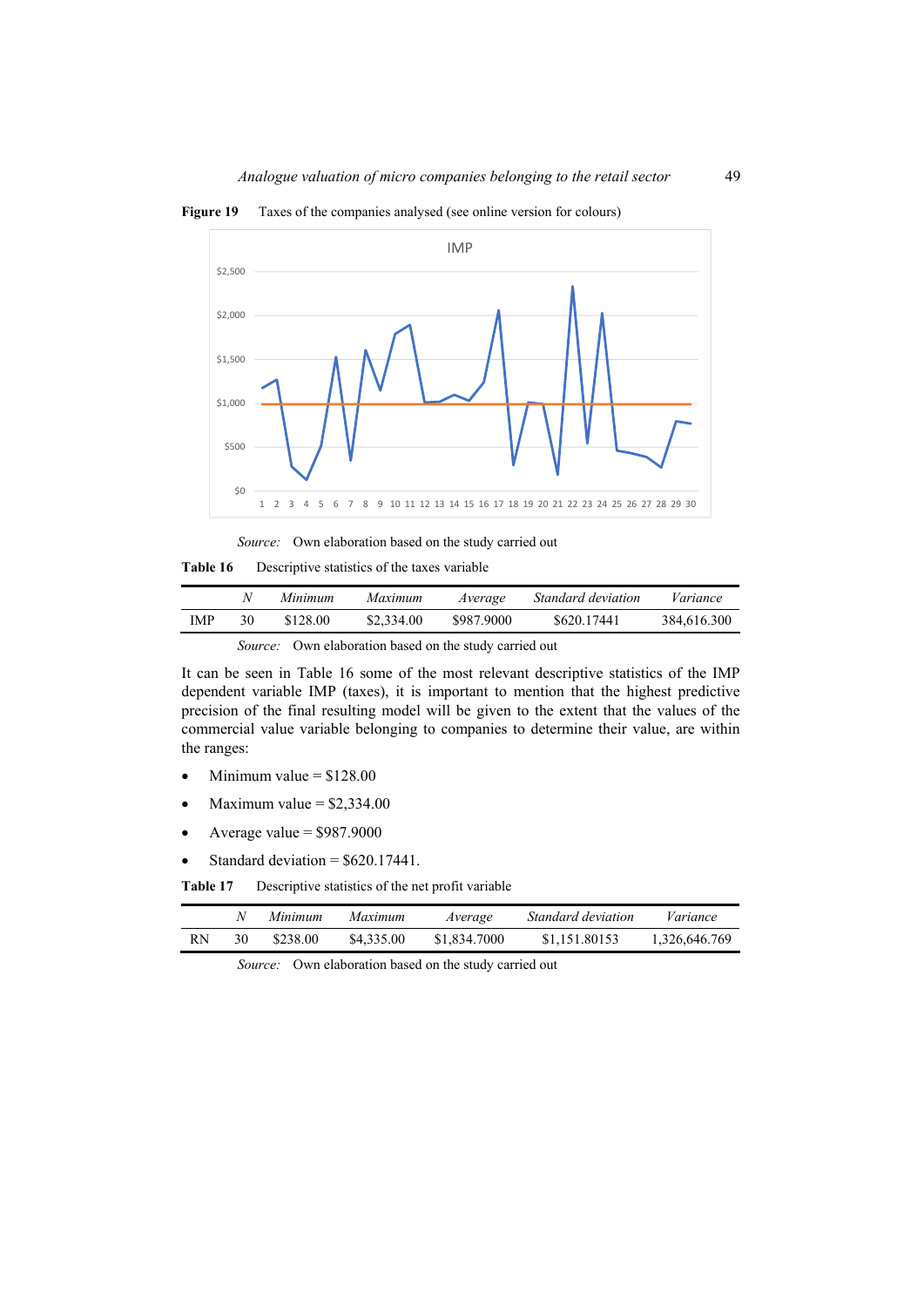**Figure 19** Taxes of the companies analysed (see online version for colours)

*Source:* Own elaboration based on the study carried out

**Table 16** Descriptive statistics of the taxes variable

| | *N* | *Minimum* | *Maximum* | *Average* | *Standard deviation* | *Variance* |
|---|---|---|---|---|---|---|
| IMP | 30 | $128.00 | $2,334.00 | $987.9000 | $620.17441 | 384,616.300 |

*Source:* Own elaboration based on the study carried out

It can be seen in Table 16 some of the most relevant descriptive statistics of the IMP dependent variable IMP (taxes), it is important to mention that the highest predictive precision of the final resulting model will be given to the extent that the values of the commercial value variable belonging to companies to determine their value, are within the ranges:

- Minimum value = $128.00
- Maximum value = $2,334.00
- Average value = $987.9000
- Standard deviation = $620.17441.

**Table 17** Descriptive statistics of the net profit variable

| | *N* | *Minimum* | *Maximum* | *Average* | *Standard deviation* | *Variance* |
|---|---|---|---|---|---|---|
| RN | 30 | $238.00 | $4,335.00 | $1,834.7000 | $1,151.80153 | 1,326,646.769 |

*Source:* Own elaboration based on the study carried out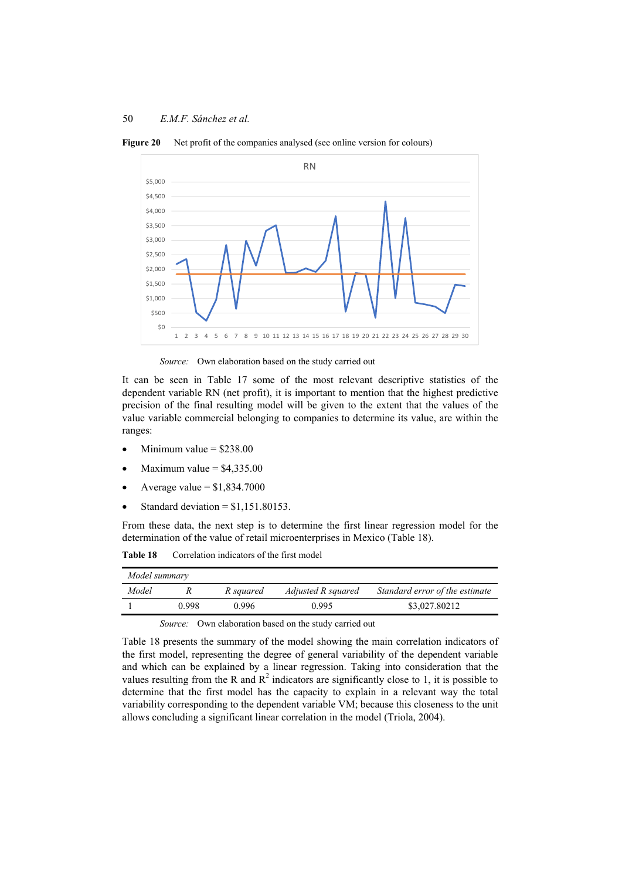**Figure 20** Net profit of the companies analysed (see online version for colours)

*Source:* Own elaboration based on the study carried out

It can be seen in Table 17 some of the most relevant descriptive statistics of the dependent variable RN (net profit), it is important to mention that the highest predictive precision of the final resulting model will be given to the extent that the values of the value variable commercial belonging to companies to determine its value, are within the ranges:

- Minimum value = \$238.00
- Maximum value = \$4,335.00
- Average value = \$1,834.7000
- Standard deviation = \$1,151.80153.

From these data, the next step is to determine the first linear regression model for the determination of the value of retail microenterprises in Mexico (Table 18).

**Table 18** Correlation indicators of the first model

| *Model summary* | | | | |
|---|---|---|---|---|
| *Model* | *R* | *R squared* | *Adjusted R squared* | *Standard error of the estimate* |
| 1 | 0.998 | 0.996 | 0.995 | \$3,027.80212 |

*Source:* Own elaboration based on the study carried out

Table 18 presents the summary of the model showing the main correlation indicators of the first model, representing the degree of general variability of the dependent variable and which can be explained by a linear regression. Taking into consideration that the values resulting from the R and $R^2$ indicators are significantly close to 1, it is possible to determine that the first model has the capacity to explain in a relevant way the total variability corresponding to the dependent variable VM; because this closeness to the unit allows concluding a significant linear correlation in the model (Triola, 2004).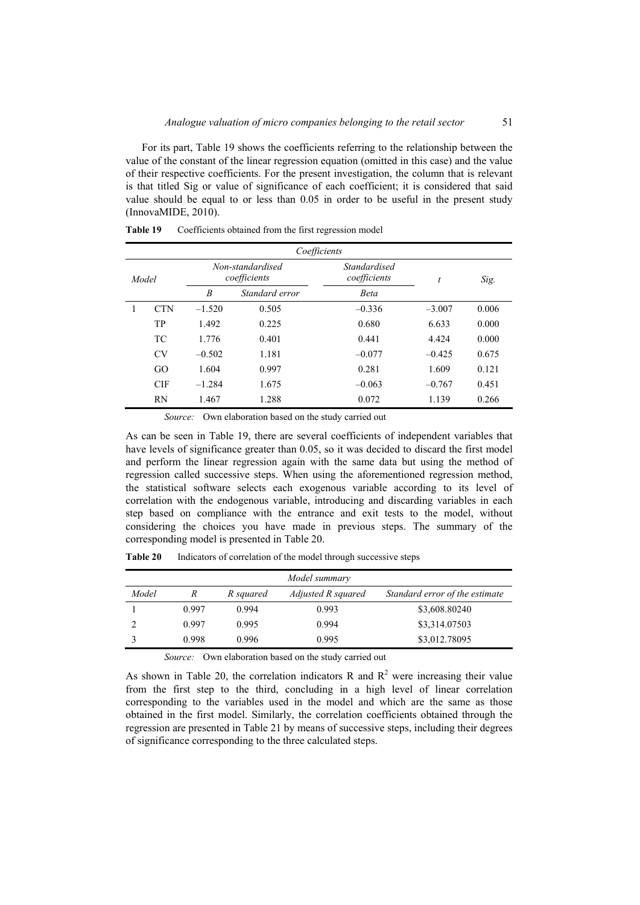For its part, Table 19 shows the coefficients referring to the relationship between the value of the constant of the linear regression equation (omitted in this case) and the value of their respective coefficients. For the present investigation, the column that is relevant is that titled Sig or value of significance of each coefficient; it is considered that said value should be equal to or less than 0.05 in order to be useful in the present study (InnovaMIDE, 2010).

**Table 19** Coefficients obtained from the first regression model

| *Coefficients* | | | | | | |
|---|---|---|---|---|---|---|
| *Model* | | *Non-standardised coefficients* | | *Standardised coefficients* | *t* | *Sig.* |
| | | *B* | *Standard error* | *Beta* | | |
| 1 | CTN | –1.520 | 0.505 | –0.336 | –3.007 | 0.006 |
| | TP | 1.492 | 0.225 | 0.680 | 6.633 | 0.000 |
| | TC | 1.776 | 0.401 | 0.441 | 4.424 | 0.000 |
| | CV | –0.502 | 1.181 | –0.077 | –0.425 | 0.675 |
| | GO | 1.604 | 0.997 | 0.281 | 1.609 | 0.121 |
| | CIF | –1.284 | 1.675 | –0.063 | –0.767 | 0.451 |
| | RN | 1.467 | 1.288 | 0.072 | 1.139 | 0.266 |

*Source:* Own elaboration based on the study carried out

As can be seen in Table 19, there are several coefficients of independent variables that have levels of significance greater than 0.05, so it was decided to discard the first model and perform the linear regression again with the same data but using the method of regression called successive steps. When using the aforementioned regression method, the statistical software selects each exogenous variable according to its level of correlation with the endogenous variable, introducing and discarding variables in each step based on compliance with the entrance and exit tests to the model, without considering the choices you have made in previous steps. The summary of the corresponding model is presented in Table 20.

**Table 20** Indicators of correlation of the model through successive steps

| *Model summary* | | | | |
|---|---|---|---|---|
| *Model* | *R* | *R squared* | *Adjusted R squared* | *Standard error of the estimate* |
| 1 | 0.997 | 0.994 | 0.993 | \$3,608.80240 |
| 2 | 0.997 | 0.995 | 0.994 | \$3,314.07503 |
| 3 | 0.998 | 0.996 | 0.995 | \$3,012.78095 |

*Source:* Own elaboration based on the study carried out

As shown in Table 20, the correlation indicators R and $R^2$ were increasing their value from the first step to the third, concluding in a high level of linear correlation corresponding to the variables used in the model and which are the same as those obtained in the first model. Similarly, the correlation coefficients obtained through the regression are presented in Table 21 by means of successive steps, including their degrees of significance corresponding to the three calculated steps.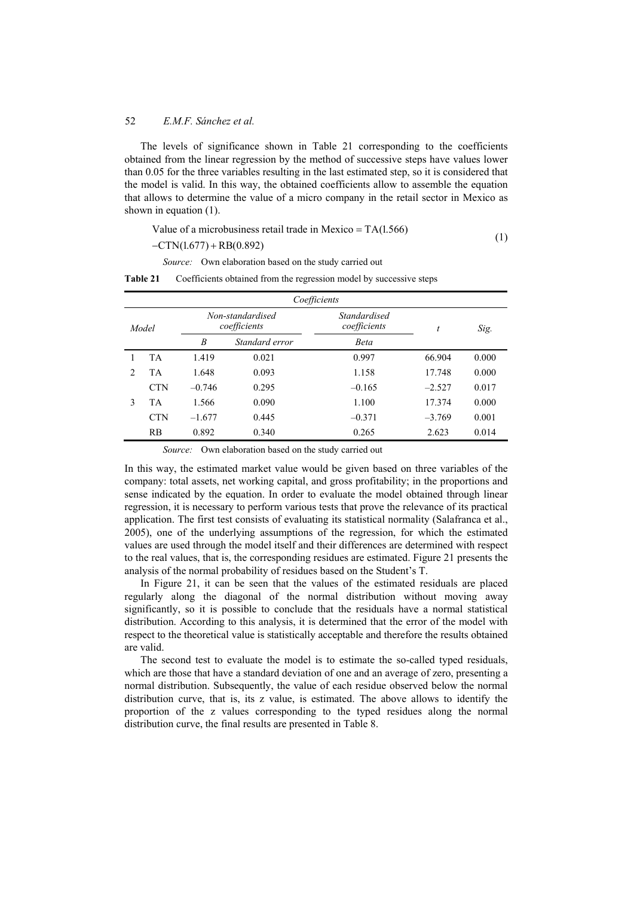The levels of significance shown in Table 21 corresponding to the coefficients obtained from the linear regression by the method of successive steps have values lower than 0.05 for the three variables resulting in the last estimated step, so it is considered that the model is valid. In this way, the obtained coefficients allow to assemble the equation that allows to determine the value of a micro company in the retail sector in Mexico as shown in equation (1).

$$\text{Value of a microbusiness retail trade in Mexico} = \text{TA}(1.566) - \text{CTN}(1.677) + \text{RB}(0.892) \tag{1}$$

*Source:* Own elaboration based on the study carried out

**Table 21** Coefficients obtained from the regression model by successive steps

| Model | | Non-standardised coefficients | | Standardised coefficients | $t$ | Sig. |
|---|---|---|---|---|---|---|
| | | *B* | *Standard error* | *Beta* | | |
| 1 | TA | 1.419 | 0.021 | 0.997 | 66.904 | 0.000 |
| 2 | TA | 1.648 | 0.093 | 1.158 | 17.748 | 0.000 |
| | CTN | –0.746 | 0.295 | –0.165 | –2.527 | 0.017 |
| 3 | TA | 1.566 | 0.090 | 1.100 | 17.374 | 0.000 |
| | CTN | –1.677 | 0.445 | –0.371 | –3.769 | 0.001 |
| | RB | 0.892 | 0.340 | 0.265 | 2.623 | 0.014 |

*Source:* Own elaboration based on the study carried out

In this way, the estimated market value would be given based on three variables of the company: total assets, net working capital, and gross profitability; in the proportions and sense indicated by the equation. In order to evaluate the model obtained through linear regression, it is necessary to perform various tests that prove the relevance of its practical application. The first test consists of evaluating its statistical normality (Salafranca et al., 2005), one of the underlying assumptions of the regression, for which the estimated values are used through the model itself and their differences are determined with respect to the real values, that is, the corresponding residues are estimated. Figure 21 presents the analysis of the normal probability of residues based on the Student's T.

In Figure 21, it can be seen that the values of the estimated residuals are placed regularly along the diagonal of the normal distribution without moving away significantly, so it is possible to conclude that the residuals have a normal statistical distribution. According to this analysis, it is determined that the error of the model with respect to the theoretical value is statistically acceptable and therefore the results obtained are valid.

The second test to evaluate the model is to estimate the so-called typed residuals, which are those that have a standard deviation of one and an average of zero, presenting a normal distribution. Subsequently, the value of each residue observed below the normal distribution curve, that is, its z value, is estimated. The above allows to identify the proportion of the z values corresponding to the typed residues along the normal distribution curve, the final results are presented in Table 8.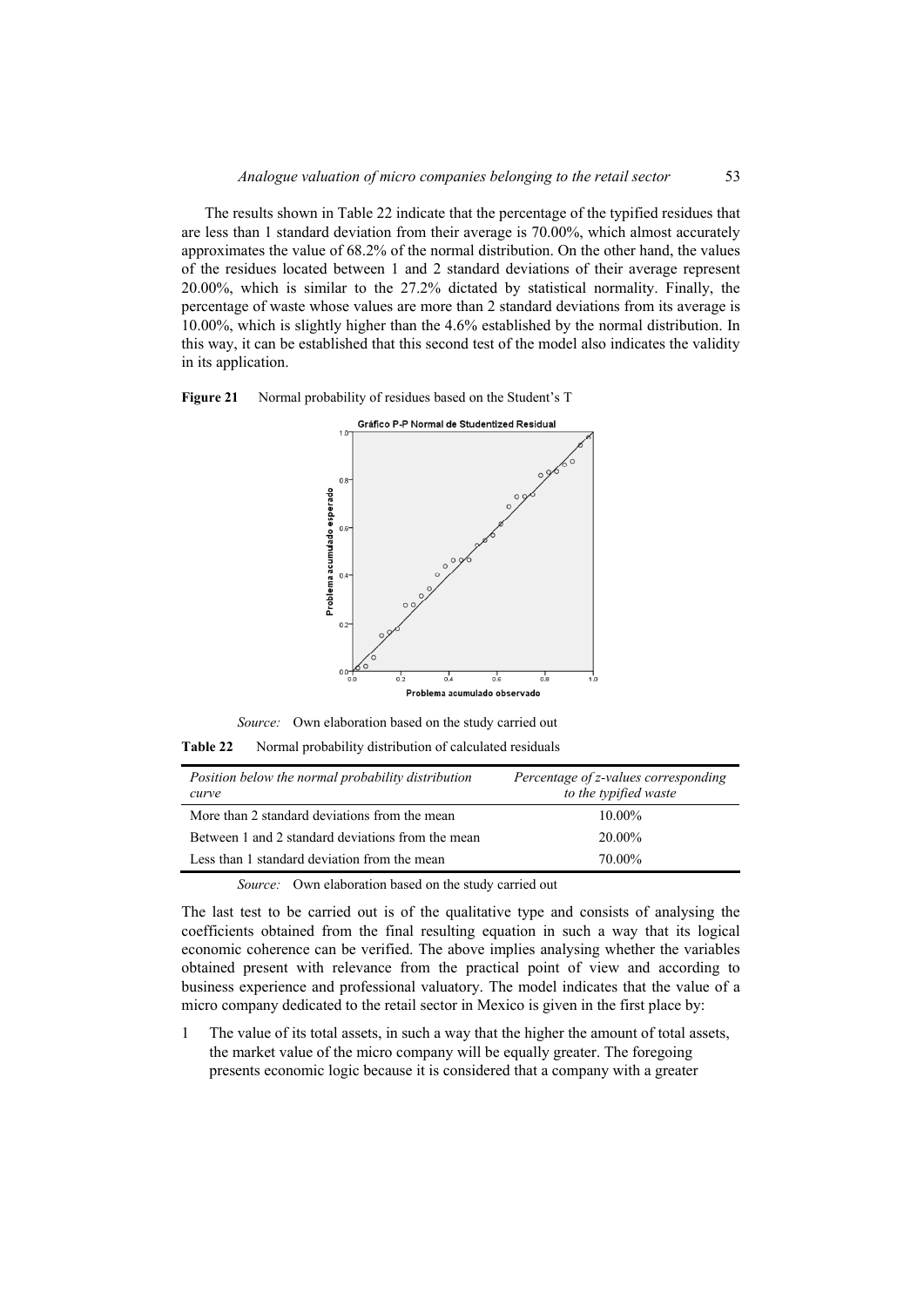The results shown in Table 22 indicate that the percentage of the typified residues that are less than 1 standard deviation from their average is 70.00%, which almost accurately approximates the value of 68.2% of the normal distribution. On the other hand, the values of the residues located between 1 and 2 standard deviations of their average represent 20.00%, which is similar to the 27.2% dictated by statistical normality. Finally, the percentage of waste whose values are more than 2 standard deviations from its average is 10.00%, which is slightly higher than the 4.6% established by the normal distribution. In this way, it can be established that this second test of the model also indicates the validity in its application.

**Figure 21** Normal probability of residues based on the Student's T

*Source:* Own elaboration based on the study carried out

**Table 22** Normal probability distribution of calculated residuals

| *Position below the normal probability distribution curve* | *Percentage of z-values corresponding to the typified waste* |
|---|---|
| More than 2 standard deviations from the mean | 10.00% |
| Between 1 and 2 standard deviations from the mean | 20.00% |
| Less than 1 standard deviation from the mean | 70.00% |

*Source:* Own elaboration based on the study carried out

The last test to be carried out is of the qualitative type and consists of analysing the coefficients obtained from the final resulting equation in such a way that its logical economic coherence can be verified. The above implies analysing whether the variables obtained present with relevance from the practical point of view and according to business experience and professional valuatory. The model indicates that the value of a micro company dedicated to the retail sector in Mexico is given in the first place by:

1 The value of its total assets, in such a way that the higher the amount of total assets, the market value of the micro company will be equally greater. The foregoing presents economic logic because it is considered that a company with a greater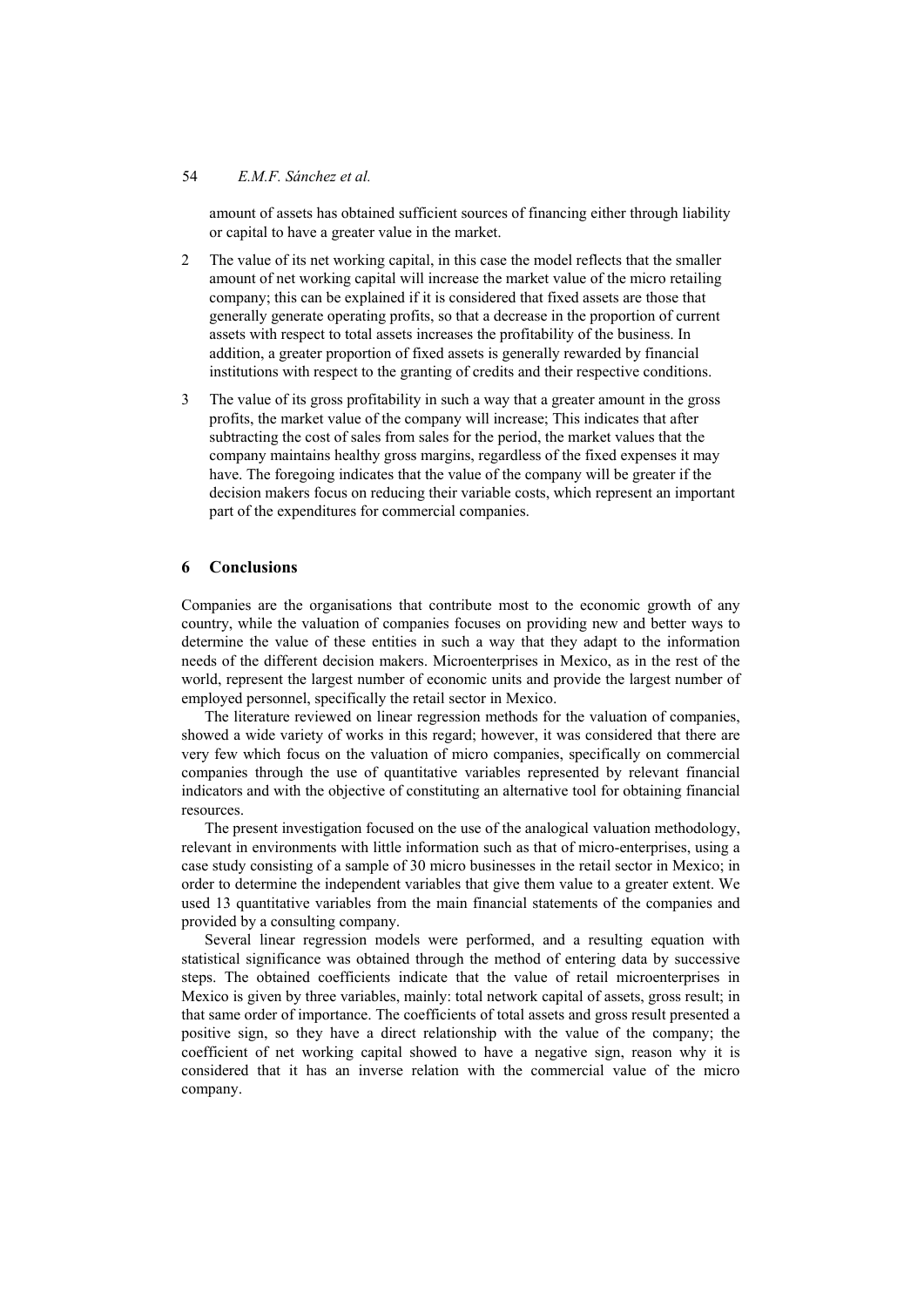amount of assets has obtained sufficient sources of financing either through liability or capital to have a greater value in the market.

2 The value of its net working capital, in this case the model reflects that the smaller amount of net working capital will increase the market value of the micro retailing company; this can be explained if it is considered that fixed assets are those that generally generate operating profits, so that a decrease in the proportion of current assets with respect to total assets increases the profitability of the business. In addition, a greater proportion of fixed assets is generally rewarded by financial institutions with respect to the granting of credits and their respective conditions.

3 The value of its gross profitability in such a way that a greater amount in the gross profits, the market value of the company will increase; This indicates that after subtracting the cost of sales from sales for the period, the market values that the company maintains healthy gross margins, regardless of the fixed expenses it may have. The foregoing indicates that the value of the company will be greater if the decision makers focus on reducing their variable costs, which represent an important part of the expenditures for commercial companies.

## 6 Conclusions

Companies are the organisations that contribute most to the economic growth of any country, while the valuation of companies focuses on providing new and better ways to determine the value of these entities in such a way that they adapt to the information needs of the different decision makers. Microenterprises in Mexico, as in the rest of the world, represent the largest number of economic units and provide the largest number of employed personnel, specifically the retail sector in Mexico.

The literature reviewed on linear regression methods for the valuation of companies, showed a wide variety of works in this regard; however, it was considered that there are very few which focus on the valuation of micro companies, specifically on commercial companies through the use of quantitative variables represented by relevant financial indicators and with the objective of constituting an alternative tool for obtaining financial resources.

The present investigation focused on the use of the analogical valuation methodology, relevant in environments with little information such as that of micro-enterprises, using a case study consisting of a sample of 30 micro businesses in the retail sector in Mexico; in order to determine the independent variables that give them value to a greater extent. We used 13 quantitative variables from the main financial statements of the companies and provided by a consulting company.

Several linear regression models were performed, and a resulting equation with statistical significance was obtained through the method of entering data by successive steps. The obtained coefficients indicate that the value of retail microenterprises in Mexico is given by three variables, mainly: total network capital of assets, gross result; in that same order of importance. The coefficients of total assets and gross result presented a positive sign, so they have a direct relationship with the value of the company; the coefficient of net working capital showed to have a negative sign, reason why it is considered that it has an inverse relation with the commercial value of the micro company.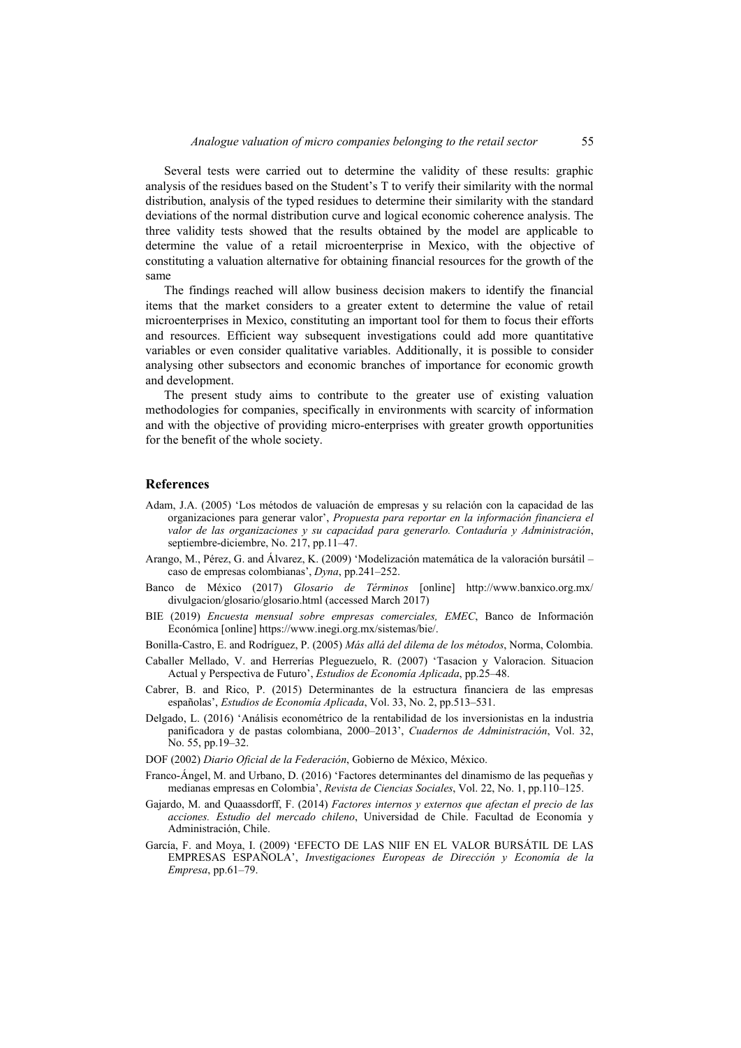Several tests were carried out to determine the validity of these results: graphic analysis of the residues based on the Student's T to verify their similarity with the normal distribution, analysis of the typed residues to determine their similarity with the standard deviations of the normal distribution curve and logical economic coherence analysis. The three validity tests showed that the results obtained by the model are applicable to determine the value of a retail microenterprise in Mexico, with the objective of constituting a valuation alternative for obtaining financial resources for the growth of the same

The findings reached will allow business decision makers to identify the financial items that the market considers to a greater extent to determine the value of retail microenterprises in Mexico, constituting an important tool for them to focus their efforts and resources. Efficient way subsequent investigations could add more quantitative variables or even consider qualitative variables. Additionally, it is possible to consider analysing other subsectors and economic branches of importance for economic growth and development.

The present study aims to contribute to the greater use of existing valuation methodologies for companies, specifically in environments with scarcity of information and with the objective of providing micro-enterprises with greater growth opportunities for the benefit of the whole society.

## References

Adam, J.A. (2005) 'Los métodos de valuación de empresas y su relación con la capacidad de las organizaciones para generar valor', *Propuesta para reportar en la información financiera el valor de las organizaciones y su capacidad para generarlo. Contaduría y Administración*, septiembre-diciembre, No. 217, pp.11–47.

Arango, M., Pérez, G. and Álvarez, K. (2009) 'Modelización matemática de la valoración bursátil – caso de empresas colombianas', *Dyna*, pp.241–252.

Banco de México (2017) *Glosario de Términos* [online] http://www.banxico.org.mx/divulgacion/glosario/glosario.html (accessed March 2017)

BIE (2019) *Encuesta mensual sobre empresas comerciales, EMEC*, Banco de Información Económica [online] https://www.inegi.org.mx/sistemas/bie/.

Bonilla-Castro, E. and Rodríguez, P. (2005) *Más allá del dilema de los métodos*, Norma, Colombia.

Caballer Mellado, V. and Herrerías Pleguezuelo, R. (2007) 'Tasacion y Valoracion. Situacion Actual y Perspectiva de Futuro', *Estudios de Economía Aplicada*, pp.25–48.

Cabrer, B. and Rico, P. (2015) Determinantes de la estructura financiera de las empresas españolas', *Estudios de Economía Aplicada*, Vol. 33, No. 2, pp.513–531.

Delgado, L. (2016) 'Análisis econométrico de la rentabilidad de los inversionistas en la industria panificadora y de pastas colombiana, 2000–2013', *Cuadernos de Administración*, Vol. 32, No. 55, pp.19–32.

DOF (2002) *Diario Oficial de la Federación*, Gobierno de México, México.

Franco-Ángel, M. and Urbano, D. (2016) 'Factores determinantes del dinamismo de las pequeñas y medianas empresas en Colombia', *Revista de Ciencias Sociales*, Vol. 22, No. 1, pp.110–125.

Gajardo, M. and Quaassdorff, F. (2014) *Factores internos y externos que afectan el precio de las acciones. Estudio del mercado chileno*, Universidad de Chile. Facultad de Economía y Administración, Chile.

García, F. and Moya, I. (2009) 'EFECTO DE LAS NIIF EN EL VALOR BURSÁTIL DE LAS EMPRESAS ESPAÑOLA', *Investigaciones Europeas de Dirección y Economía de la Empresa*, pp.61–79.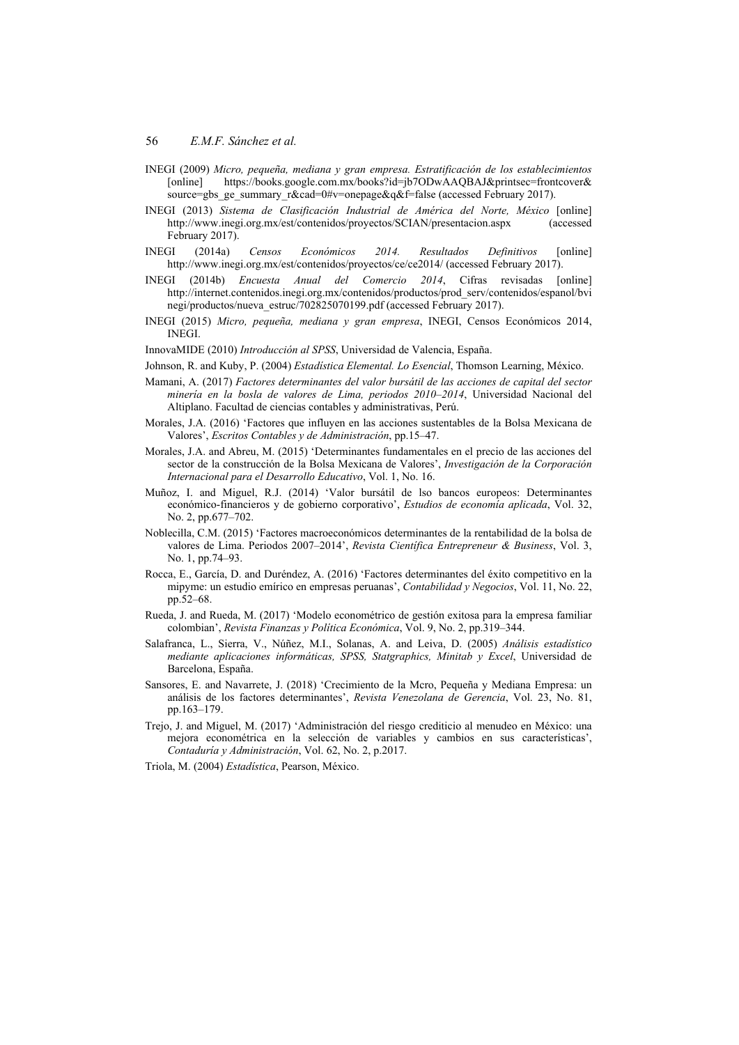INEGI (2009) *Micro, pequeña, mediana y gran empresa. Estratificación de los establecimientos* [online] https://books.google.com.mx/books?id=jb7ODwAAQBAJ&printsec=frontcover&source=gbs_ge_summary_r&cad=0#v=onepage&q&f=false (accessed February 2017).

INEGI (2013) *Sistema de Clasificación Industrial de América del Norte, México* [online] http://www.inegi.org.mx/est/contenidos/proyectos/SCIAN/presentacion.aspx (accessed February 2017).

INEGI (2014a) *Censos Económicos 2014. Resultados Definitivos* [online] http://www.inegi.org.mx/est/contenidos/proyectos/ce/ce2014/ (accessed February 2017).

INEGI (2014b) *Encuesta Anual del Comercio 2014*, Cifras revisadas [online] http://internet.contenidos.inegi.org.mx/contenidos/productos/prod_serv/contenidos/espanol/bvinegi/productos/nueva_estruc/702825070199.pdf (accessed February 2017).

INEGI (2015) *Micro, pequeña, mediana y gran empresa*, INEGI, Censos Económicos 2014, INEGI.

InnovaMIDE (2010) *Introducción al SPSS*, Universidad de Valencia, España.

Johnson, R. and Kuby, P. (2004) *Estadística Elemental. Lo Esencial*, Thomson Learning, México.

Mamani, A. (2017) *Factores determinantes del valor bursátil de las acciones de capital del sector minería en la bosla de valores de Lima, periodos 2010–2014*, Universidad Nacional del Altiplano. Facultad de ciencias contables y administrativas, Perú.

Morales, J.A. (2016) 'Factores que influyen en las acciones sustentables de la Bolsa Mexicana de Valores', *Escritos Contables y de Administración*, pp.15–47.

Morales, J.A. and Abreu, M. (2015) 'Determinantes fundamentales en el precio de las acciones del sector de la construcción de la Bolsa Mexicana de Valores', *Investigación de la Corporación Internacional para el Desarrollo Educativo*, Vol. 1, No. 16.

Muñoz, I. and Miguel, R.J. (2014) 'Valor bursátil de lso bancos europeos: Determinantes económico-financieros y de gobierno corporativo', *Estudios de economía aplicada*, Vol. 32, No. 2, pp.677–702.

Noblecilla, C.M. (2015) 'Factores macroeconómicos determinantes de la rentabilidad de la bolsa de valores de Lima. Periodos 2007–2014', *Revista Científica Entrepreneur & Business*, Vol. 3, No. 1, pp.74–93.

Rocca, E., García, D. and Duréndez, A. (2016) 'Factores determinantes del éxito competitivo en la mipyme: un estudio emírico en empresas peruanas', *Contabilidad y Negocios*, Vol. 11, No. 22, pp.52–68.

Rueda, J. and Rueda, M. (2017) 'Modelo econométrico de gestión exitosa para la empresa familiar colombian', *Revista Finanzas y Política Económica*, Vol. 9, No. 2, pp.319–344.

Salafranca, L., Sierra, V., Núñez, M.I., Solanas, A. and Leiva, D. (2005) *Análisis estadístico mediante aplicaciones informáticas, SPSS, Statgraphics, Minitab y Excel*, Universidad de Barcelona, España.

Sansores, E. and Navarrete, J. (2018) 'Crecimiento de la Mcro, Pequeña y Mediana Empresa: un análisis de los factores determinantes', *Revista Venezolana de Gerencia*, Vol. 23, No. 81, pp.163–179.

Trejo, J. and Miguel, M. (2017) 'Administración del riesgo crediticio al menudeo en México: una mejora econométrica en la selección de variables y cambios en sus características', *Contaduría y Administración*, Vol. 62, No. 2, p.2017.

Triola, M. (2004) *Estadística*, Pearson, México.